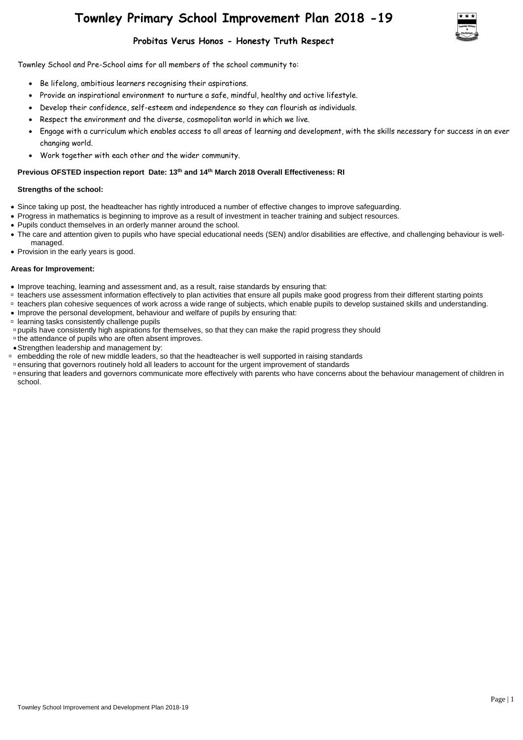# Townley Primary School Improvement Plan 2018 -19

## Probitas Verus Honos - Honesty Truth Respect

Townley School and Pre-School aims for all members of the school community to:

- Be lifelong, ambitious learners recognising their aspirations.
- Provide an inspirational environment to nurture a safe, mindful, healthy and active lifestyle.
- Develop their confidence, self-esteem and independence so they can flourish as individuals.
- Respect the environment and the diverse, cosmopolitan world in which we live.
- Engage with a curriculum which enables access to all areas of learning and development, with the skills necessary for success in an ever changing world.
- Work together with each other and the wider community.

**Previous OFSTED inspection report Date: 13th and 14th March 2018 Overall Effectiveness: RI**

**Strengths of the school:**

- Since taking up post, the headteacher has rightly introduced a number of effective changes to improve safeguarding.
- Progress in mathematics is beginning to improve as a result of investment in teacher training and subject resources.
- Pupils conduct themselves in an orderly manner around the school.
- The care and attention given to pupils who have special educational needs (SEN) and/or disabilities are effective, and challenging behaviour is well-managed.
- Provision in the early years is good.

**Areas for Improvement:**

- Improve teaching, learning and assessment and, as a result, raise standards by ensuring that:
  - teachers use assessment information effectively to plan activities that ensure all pupils make good progress from their different starting points
  - teachers plan cohesive sequences of work across a wide range of subjects, which enable pupils to develop sustained skills and understanding.
- Improve the personal development, behaviour and welfare of pupils by ensuring that:
  - learning tasks consistently challenge pupils
  - pupils have consistently high aspirations for themselves, so that they can make the rapid progress they should
  - the attendance of pupils who are often absent improves.
- Strengthen leadership and management by:
  - embedding the role of new middle leaders, so that the headteacher is well supported in raising standards
  - ensuring that governors routinely hold all leaders to account for the urgent improvement of standards
  - ensuring that leaders and governors communicate more effectively with parents who have concerns about the behaviour management of children in school.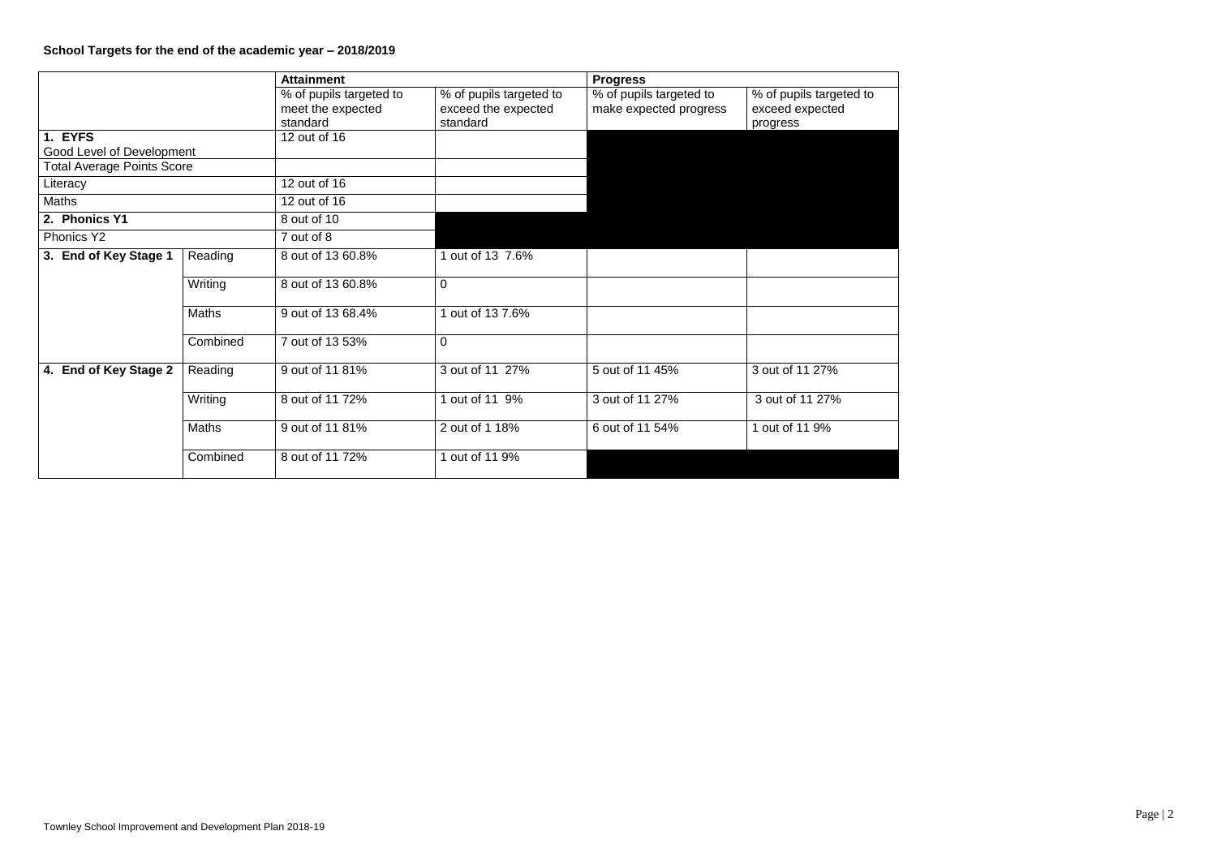**School Targets for the end of the academic year – 2018/2019**

| | | Attainment | | Progress | |
|---|---|---|---|---|---|
| | | % of pupils targeted to meet the expected standard | % of pupils targeted to exceed the expected standard | % of pupils targeted to make expected progress | % of pupils targeted to exceed expected progress |
| **1. EYFS** Good Level of Development | | 12 out of 16 | | | |
| Total Average Points Score | | | | | |
| Literacy | | 12 out of 16 | | | |
| Maths | | 12 out of 16 | | | |
| **2. Phonics Y1** | | 8 out of 10 | | | |
| Phonics Y2 | | 7 out of 8 | | | |
| **3. End of Key Stage 1** | Reading | 8 out of 13 60.8% | 1 out of 13 7.6% | | |
| | Writing | 8 out of 13 60.8% | 0 | | |
| | Maths | 9 out of 13 68.4% | 1 out of 13 7.6% | | |
| | Combined | 7 out of 13 53% | 0 | | |
| **4. End of Key Stage 2** | Reading | 9 out of 11 81% | 3 out of 11 27% | 5 out of 11 45% | 3 out of 11 27% |
| | Writing | 8 out of 11 72% | 1 out of 11 9% | 3 out of 11 27% | 3 out of 11 27% |
| | Maths | 9 out of 11 81% | 2 out of 1 18% | 6 out of 11 54% | 1 out of 11 9% |
| | Combined | 8 out of 11 72% | 1 out of 11 9% | | |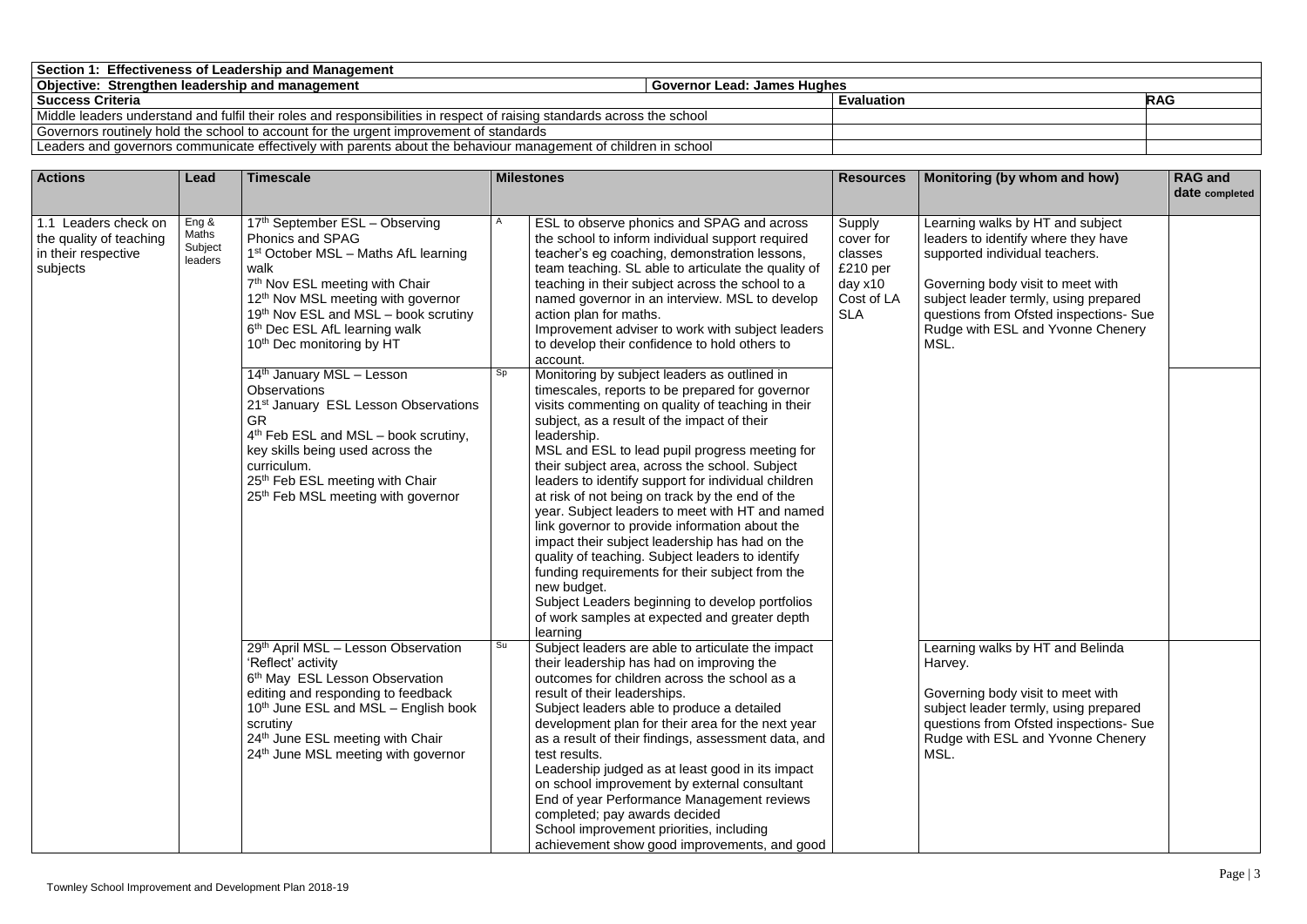| Section 1: Effectiveness of Leadership and Management | | | |
|---|---|---|---|
| **Objective: Strengthen leadership and management** | **Governor Lead: James Hughes** | | |
| **Success Criteria** | | **Evaluation** | **RAG** |
| Middle leaders understand and fulfil their roles and responsibilities in respect of raising standards across the school | | | |
| Governors routinely hold the school to account for the urgent improvement of standards | | | |
| Leaders and governors communicate effectively with parents about the behaviour management of children in school | | | |

| Actions | Lead | Timescale | Milestones | | Resources | Monitoring (by whom and how) | RAG and date completed |
|---|---|---|---|---|---|---|---|
| 1.1 Leaders check on the quality of teaching in their respective subjects | Eng & Maths Subject leaders | 17th September ESL – Observing Phonics and SPAG<br>1st October MSL – Maths AfL learning walk<br>7th Nov ESL meeting with Chair<br>12th Nov MSL meeting with governor<br>19th Nov ESL and MSL – book scrutiny<br>6th Dec ESL AfL learning walk<br>10th Dec monitoring by HT | A | ESL to observe phonics and SPAG and across the school to inform individual support required teacher's eg coaching, demonstration lessons, team teaching. SL able to articulate the quality of teaching in their subject across the school to a named governor in an interview. MSL to develop action plan for maths.<br>Improvement adviser to work with subject leaders to develop their confidence to hold others to account. | Supply cover for classes £210 per day x10 Cost of LA SLA | Learning walks by HT and subject leaders to identify where they have supported individual teachers.<br><br>Governing body visit to meet with subject leader termly, using prepared questions from Ofsted inspections- Sue Rudge with ESL and Yvonne Chenery MSL. | |
| | | 14th January MSL – Lesson Observations<br>21st January ESL Lesson Observations GR<br>4th Feb ESL and MSL – book scrutiny, key skills being used across the curriculum.<br>25th Feb ESL meeting with Chair<br>25th Feb MSL meeting with governor | Sp | Monitoring by subject leaders as outlined in timescales, reports to be prepared for governor visits commenting on quality of teaching in their subject, as a result of the impact of their leadership.<br>MSL and ESL to lead pupil progress meeting for their subject area, across the school. Subject leaders to identify support for individual children at risk of not being on track by the end of the year. Subject leaders to meet with HT and named link governor to provide information about the impact their subject leadership has had on the quality of teaching. Subject leaders to identify funding requirements for their subject from the new budget.<br>Subject Leaders beginning to develop portfolios of work samples at expected and greater depth learning | | | |
| | | 29th April MSL – Lesson Observation 'Reflect' activity<br>6th May ESL Lesson Observation editing and responding to feedback<br>10th June ESL and MSL – English book scrutiny<br>24th June ESL meeting with Chair<br>24th June MSL meeting with governor | Su | Subject leaders are able to articulate the impact their leadership has had on improving the outcomes for children across the school as a result of their leaderships.<br>Subject leaders able to produce a detailed development plan for their area for the next year as a result of their findings, assessment data, and test results.<br>Leadership judged as at least good in its impact on school improvement by external consultant<br>End of year Performance Management reviews completed; pay awards decided<br>School improvement priorities, including achievement show good improvements, and good | | Learning walks by HT and Belinda Harvey.<br><br>Governing body visit to meet with subject leader termly, using prepared questions from Ofsted inspections- Sue Rudge with ESL and Yvonne Chenery MSL. | |

Townley School Improvement and Development Plan 2018-19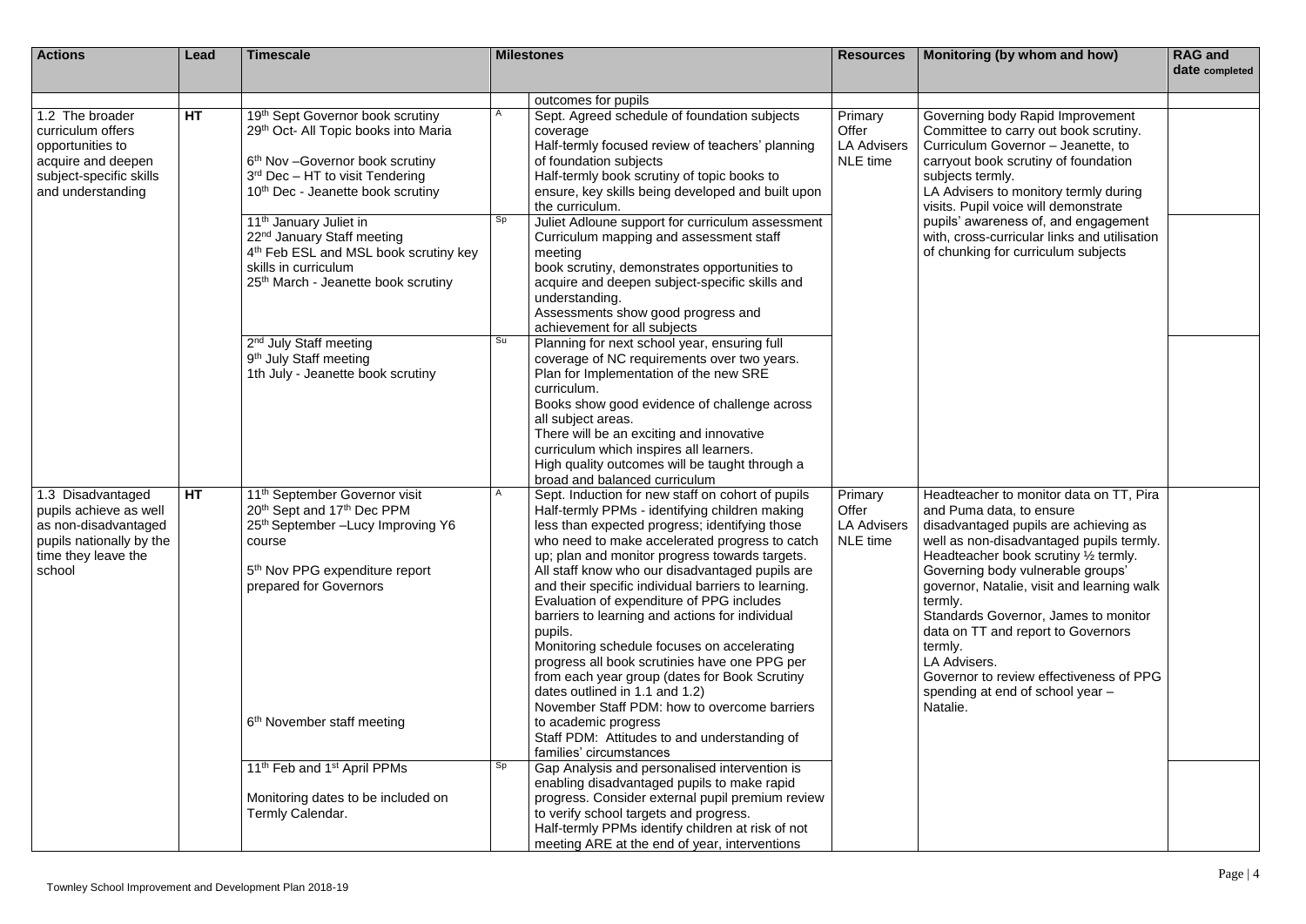| Actions | Lead | Timescale | Milestones | | Resources | Monitoring (by whom and how) | RAG and date completed |
|---|---|---|---|---|---|---|---|
| | | | | outcomes for pupils | | | |
| 1.2 The broader curriculum offers opportunities to acquire and deepen subject-specific skills and understanding | **HT** | 19th Sept Governor book scrutiny<br>29th Oct- All Topic books into Maria<br><br>6th Nov –Governor book scrutiny<br>3rd Dec – HT to visit Tendering<br>10th Dec - Jeanette book scrutiny | A | Sept. Agreed schedule of foundation subjects coverage<br>Half-termly focused review of teachers' planning of foundation subjects<br>Half-termly book scrutiny of topic books to ensure, key skills being developed and built upon the curriculum. | Primary Offer<br>LA Advisers<br>NLE time | Governing body Rapid Improvement Committee to carry out book scrutiny.<br>Curriculum Governor – Jeanette, to carryout book scrutiny of foundation subjects termly.<br>LA Advisers to monitory termly during visits. Pupil voice will demonstrate pupils' awareness of, and engagement with, cross-curricular links and utilisation of chunking for curriculum subjects | |
| | | 11th January Juliet in<br>22nd January Staff meeting<br>4th Feb ESL and MSL book scrutiny key skills in curriculum<br>25th March - Jeanette book scrutiny | Sp | Juliet Adloune support for curriculum assessment<br>Curriculum mapping and assessment staff meeting<br>book scrutiny, demonstrates opportunities to acquire and deepen subject-specific skills and understanding.<br>Assessments show good progress and achievement for all subjects | | | |
| | | 2nd July Staff meeting<br>9th July Staff meeting<br>1th July - Jeanette book scrutiny | Su | Planning for next school year, ensuring full coverage of NC requirements over two years.<br>Plan for Implementation of the new SRE curriculum.<br>Books show good evidence of challenge across all subject areas.<br>There will be an exciting and innovative curriculum which inspires all learners.<br>High quality outcomes will be taught through a broad and balanced curriculum | | | |
| 1.3 Disadvantaged pupils achieve as well as non-disadvantaged pupils nationally by the time they leave the school | **HT** | 11th September Governor visit<br>20th Sept and 17th Dec PPM<br>25th September –Lucy Improving Y6 course<br><br>5th Nov PPG expenditure report prepared for Governors<br><br><br><br><br><br><br>6th November staff meeting | A | Sept. Induction for new staff on cohort of pupils<br>Half-termly PPMs - identifying children making less than expected progress; identifying those who need to make accelerated progress to catch up; plan and monitor progress towards targets.<br>All staff know who our disadvantaged pupils are and their specific individual barriers to learning.<br>Evaluation of expenditure of PPG includes barriers to learning and actions for individual pupils.<br>Monitoring schedule focuses on accelerating progress all book scrutinies have one PPG per from each year group (dates for Book Scrutiny dates outlined in 1.1 and 1.2)<br>November Staff PDM: how to overcome barriers to academic progress<br>Staff PDM: Attitudes to and understanding of families' circumstances | Primary Offer<br>LA Advisers<br>NLE time | Headteacher to monitor data on TT, Pira and Puma data, to ensure disadvantaged pupils are achieving as well as non-disadvantaged pupils termly.<br>Headteacher book scrutiny ½ termly.<br>Governing body vulnerable groups' governor, Natalie, visit and learning walk termly.<br>Standards Governor, James to monitor data on TT and report to Governors termly.<br>LA Advisers.<br>Governor to review effectiveness of PPG spending at end of school year – Natalie. | |
| | | 11th Feb and 1st April PPMs<br><br>Monitoring dates to be included on Termly Calendar. | Sp | Gap Analysis and personalised intervention is enabling disadvantaged pupils to make rapid progress. Consider external pupil premium review to verify school targets and progress.<br>Half-termly PPMs identify children at risk of not meeting ARE at the end of year, interventions | | | |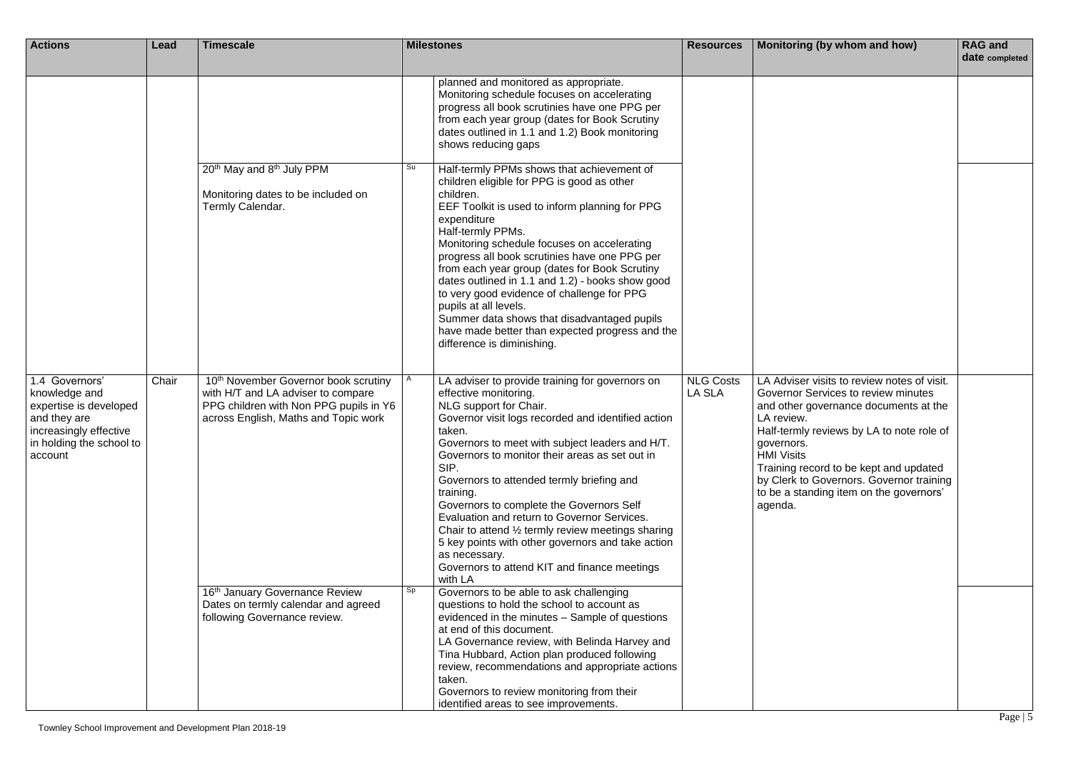| Actions | Lead | Timescale | Milestones | | Resources | Monitoring (by whom and how) | RAG and date completed |
|---|---|---|---|---|---|---|---|
| | | | | planned and monitored as appropriate. Monitoring schedule focuses on accelerating progress all book scrutinies have one PPG per from each year group (dates for Book Scrutiny dates outlined in 1.1 and 1.2) Book monitoring shows reducing gaps | | | |
| | | 20th May and 8th July PPM<br><br>Monitoring dates to be included on Termly Calendar. | Su | Half-termly PPMs shows that achievement of children eligible for PPG is good as other children.<br>EEF Toolkit is used to inform planning for PPG expenditure<br>Half-termly PPMs.<br>Monitoring schedule focuses on accelerating progress all book scrutinies have one PPG per from each year group (dates for Book Scrutiny dates outlined in 1.1 and 1.2) - books show good to very good evidence of challenge for PPG pupils at all levels.<br>Summer data shows that disadvantaged pupils have made better than expected progress and the difference is diminishing. | | | |
| 1.4 Governors' knowledge and expertise is developed and they are increasingly effective in holding the school to account | Chair | 10th November Governor book scrutiny with H/T and LA adviser to compare PPG children with Non PPG pupils in Y6 across English, Maths and Topic work | A | LA adviser to provide training for governors on effective monitoring.<br>NLG support for Chair.<br>Governor visit logs recorded and identified action taken.<br>Governors to meet with subject leaders and H/T.<br>Governors to monitor their areas as set out in SIP.<br>Governors to attended termly briefing and training.<br>Governors to complete the Governors Self Evaluation and return to Governor Services.<br>Chair to attend ½ termly review meetings sharing 5 key points with other governors and take action as necessary.<br>Governors to attend KIT and finance meetings with LA | NLG Costs<br>LA SLA | LA Adviser visits to review notes of visit.<br>Governor Services to review minutes and other governance documents at the LA review.<br>Half-termly reviews by LA to note role of governors.<br>HMI Visits<br>Training record to be kept and updated by Clerk to Governors. Governor training to be a standing item on the governors' agenda. | |
| | | 16th January Governance Review<br>Dates on termly calendar and agreed following Governance review. | Sp | Governors to be able to ask challenging questions to hold the school to account as evidenced in the minutes – Sample of questions at end of this document.<br>LA Governance review, with Belinda Harvey and Tina Hubbard, Action plan produced following review, recommendations and appropriate actions taken.<br>Governors to review monitoring from their identified areas to see improvements. | | | |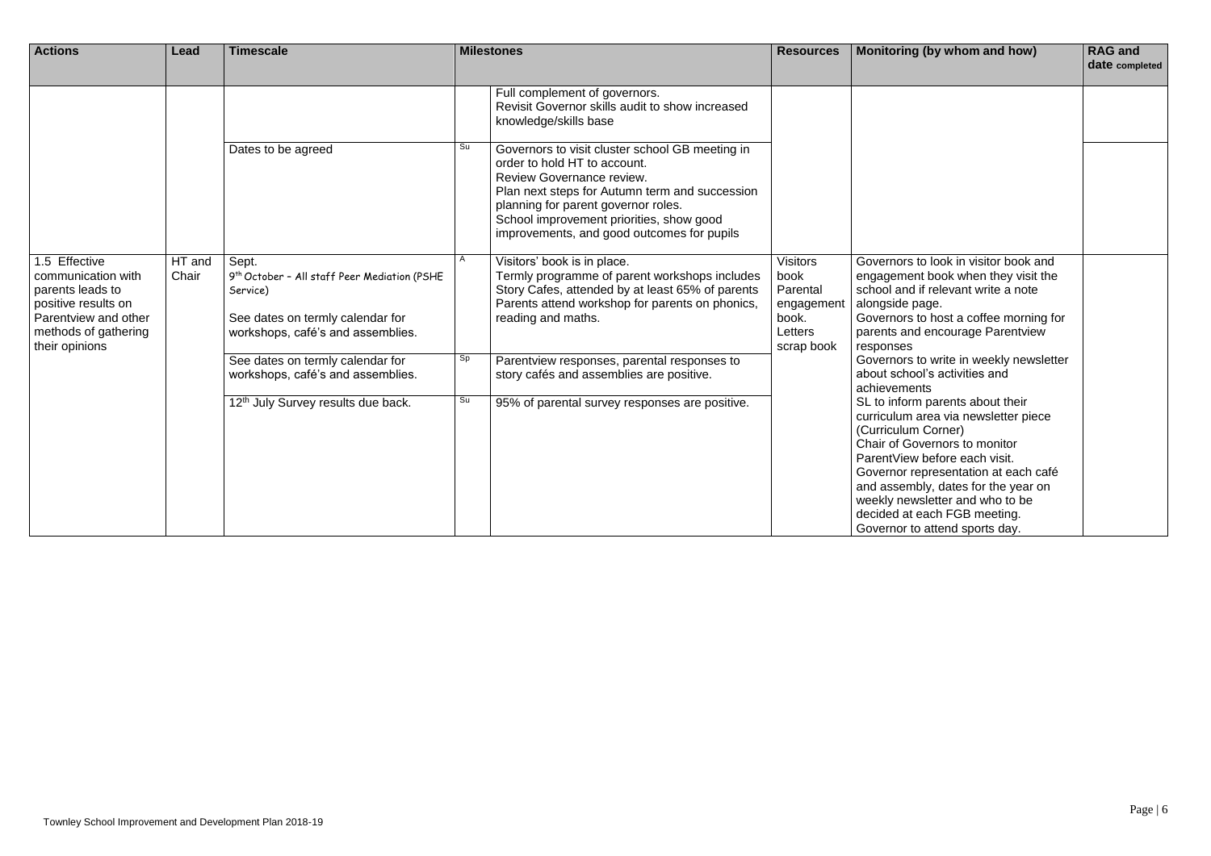| Actions | Lead | Timescale | Milestones | | Resources | Monitoring (by whom and how) | RAG and date completed |
|---|---|---|---|---|---|---|---|
| | | | | Full complement of governors.<br>Revisit Governor skills audit to show increased knowledge/skills base | | | |
| | | Dates to be agreed | Su | Governors to visit cluster school GB meeting in order to hold HT to account.<br>Review Governance review.<br>Plan next steps for Autumn term and succession planning for parent governor roles.<br>School improvement priorities, show good improvements, and good outcomes for pupils | | | |
| 1.5 Effective communication with parents leads to positive results on Parentview and other methods of gathering their opinions | HT and Chair | Sept.<br>9th October - All staff Peer Mediation (PSHE Service)<br><br>See dates on termly calendar for workshops, café's and assemblies. | A | Visitors' book is in place.<br>Termly programme of parent workshops includes Story Cafes, attended by at least 65% of parents<br>Parents attend workshop for parents on phonics, reading and maths. | Visitors book<br>Parental engagement book.<br>Letters scrap book | Governors to look in visitor book and engagement book when they visit the school and if relevant write a note alongside page.<br>Governors to host a coffee morning for parents and encourage Parentview responses<br>Governors to write in weekly newsletter about school's activities and achievements<br>SL to inform parents about their curriculum area via newsletter piece (Curriculum Corner)<br>Chair of Governors to monitor ParentView before each visit.<br>Governor representation at each café and assembly, dates for the year on weekly newsletter and who to be decided at each FGB meeting.<br>Governor to attend sports day. | |
| | | See dates on termly calendar for workshops, café's and assemblies. | Sp | Parentview responses, parental responses to story cafés and assemblies are positive. | | | |
| | | 12th July Survey results due back. | Su | 95% of parental survey responses are positive. | | | |

Townley School Improvement and Development Plan 2018-19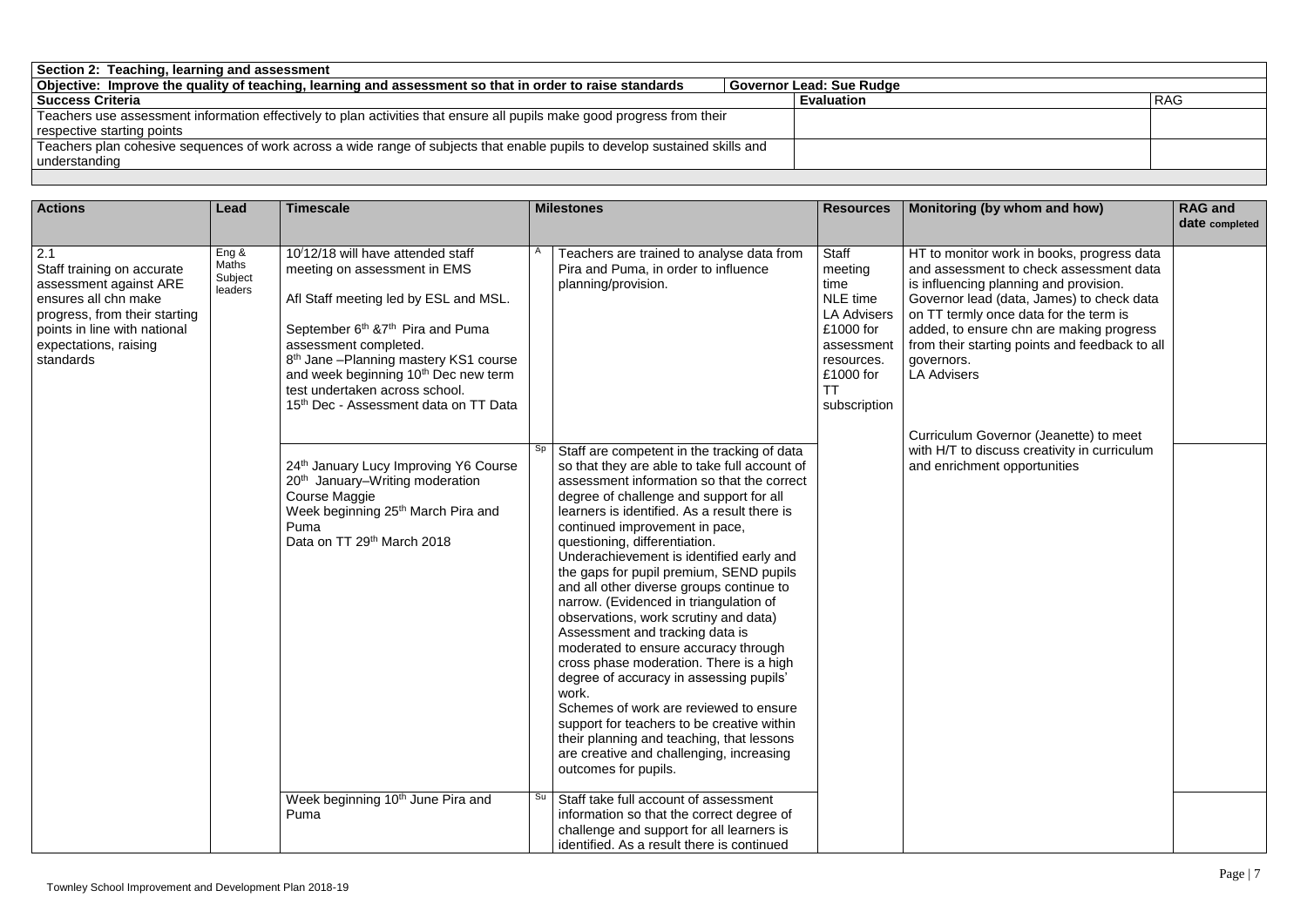| Section 2: Teaching, learning and assessment | | |
|---|---|---|
| Objective: Improve the quality of teaching, learning and assessment so that in order to raise standards | Governor Lead: Sue Rudge | |
| **Success Criteria** | **Evaluation** | RAG |
| Teachers use assessment information effectively to plan activities that ensure all pupils make good progress from their respective starting points | | |
| Teachers plan cohesive sequences of work across a wide range of subjects that enable pupils to develop sustained skills and understanding | | |

| Actions | Lead | Timescale | | Milestones | Resources | Monitoring (by whom and how) | RAG and date completed |
|---|---|---|---|---|---|---|---|
| 2.1 Staff training on accurate assessment against ARE ensures all chn make progress, from their starting points in line with national expectations, raising standards | Eng & Maths Subject leaders | 10/12/18 will have attended staff meeting on assessment in EMS<br><br>Afl Staff meeting led by ESL and MSL.<br><br>September 6th &7th Pira and Puma assessment completed.<br>8th Jane –Planning mastery KS1 course and week beginning 10th Dec new term test undertaken across school.<br>15th Dec - Assessment data on TT Data | A | Teachers are trained to analyse data from Pira and Puma, in order to influence planning/provision. | Staff meeting time<br>NLE time<br>LA Advisers<br>£1000 for assessment resources.<br>£1000 for TT subscription | HT to monitor work in books, progress data and assessment to check assessment data is influencing planning and provision. Governor lead (data, James) to check data on TT termly once data for the term is added, to ensure chn are making progress from their starting points and feedback to all governors.<br>LA Advisers<br><br>Curriculum Governor (Jeanette) to meet with H/T to discuss creativity in curriculum and enrichment opportunities | |
| | | 24th January Lucy Improving Y6 Course<br>20th January–Writing moderation Course Maggie<br>Week beginning 25th March Pira and Puma<br>Data on TT 29th March 2018 | Sp | Staff are competent in the tracking of data so that they are able to take full account of assessment information so that the correct degree of challenge and support for all learners is identified. As a result there is continued improvement in pace, questioning, differentiation.<br>Underachievement is identified early and the gaps for pupil premium, SEND pupils and all other diverse groups continue to narrow. (Evidenced in triangulation of observations, work scrutiny and data)<br>Assessment and tracking data is moderated to ensure accuracy through cross phase moderation. There is a high degree of accuracy in assessing pupils' work.<br>Schemes of work are reviewed to ensure support for teachers to be creative within their planning and teaching, that lessons are creative and challenging, increasing outcomes for pupils. | | | |
| | | Week beginning 10th June Pira and Puma | Su | Staff take full account of assessment information so that the correct degree of challenge and support for all learners is identified. As a result there is continued | | | |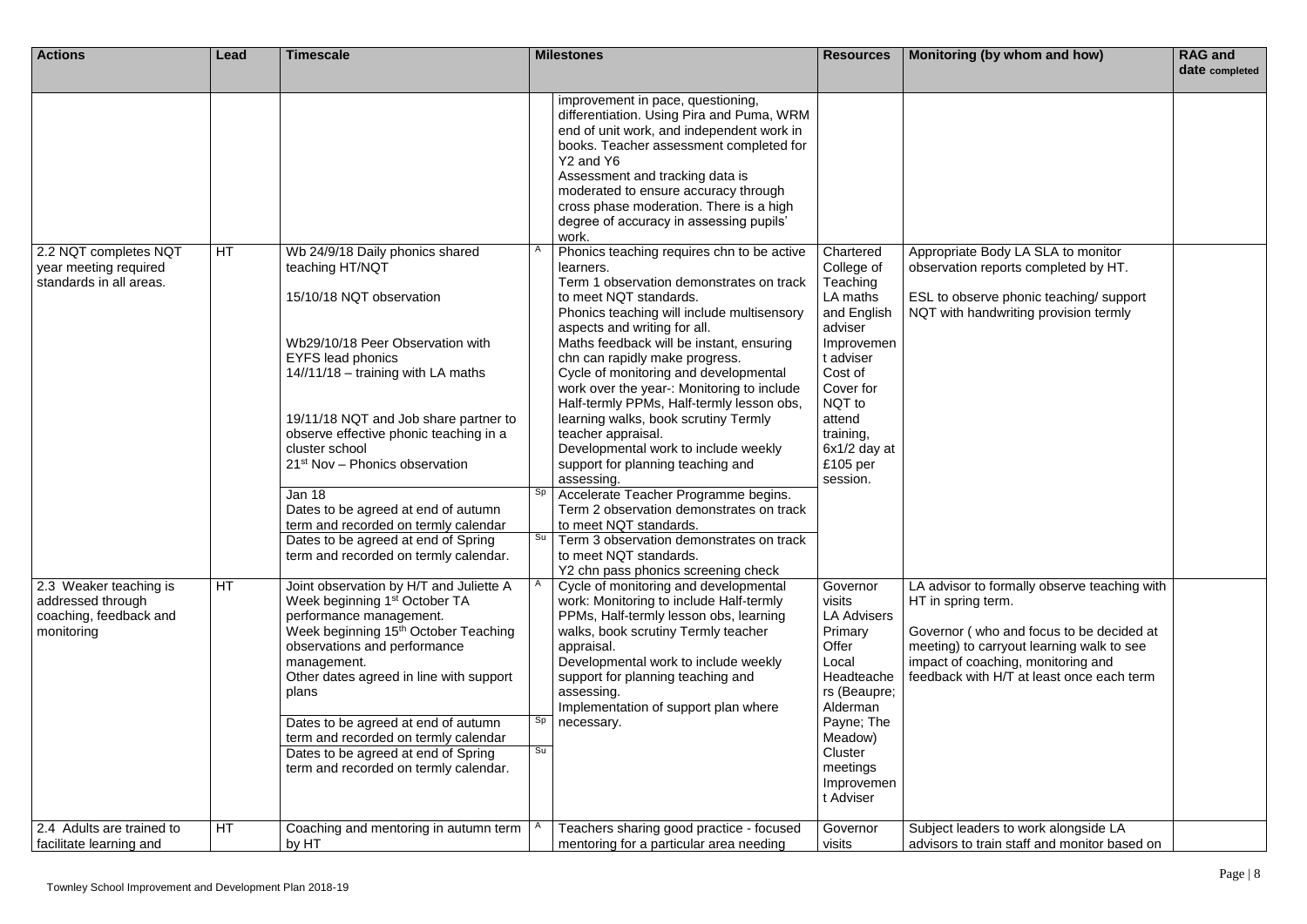| Actions | Lead | Timescale | | Milestones | Resources | Monitoring (by whom and how) | RAG and date completed |
|---|---|---|---|---|---|---|---|
| | | | | improvement in pace, questioning, differentiation. Using Pira and Puma, WRM end of unit work, and independent work in books. Teacher assessment completed for Y2 and Y6<br>Assessment and tracking data is moderated to ensure accuracy through cross phase moderation. There is a high degree of accuracy in assessing pupils' work. | | | |
| 2.2 NQT completes NQT year meeting required standards in all areas. | HT | Wb 24/9/18 Daily phonics shared teaching HT/NQT<br><br>15/10/18 NQT observation<br><br>Wb29/10/18 Peer Observation with EYFS lead phonics<br>14//11/18 – training with LA maths<br><br>19/11/18 NQT and Job share partner to observe effective phonic teaching in a cluster school<br>21st Nov – Phonics observation | A | Phonics teaching requires chn to be active learners.<br>Term 1 observation demonstrates on track to meet NQT standards.<br>Phonics teaching will include multisensory aspects and writing for all.<br>Maths feedback will be instant, ensuring chn can rapidly make progress.<br>Cycle of monitoring and developmental work over the year-: Monitoring to include Half-termly PPMs, Half-termly lesson obs, learning walks, book scrutiny Termly teacher appraisal.<br>Developmental work to include weekly support for planning teaching and assessing. | Chartered College of Teaching<br>LA maths and English adviser<br>Improvement adviser<br>Cost of Cover for NQT to attend training, 6x1/2 day at £105 per session. | Appropriate Body LA SLA to monitor observation reports completed by HT.<br><br>ESL to observe phonic teaching/ support NQT with handwriting provision termly | |
| | | Jan 18<br>Dates to be agreed at end of autumn term and recorded on termly calendar | Sp | Accelerate Teacher Programme begins.<br>Term 2 observation demonstrates on track to meet NQT standards. | | | |
| | | Dates to be agreed at end of Spring term and recorded on termly calendar. | Su | Term 3 observation demonstrates on track to meet NQT standards.<br>Y2 chn pass phonics screening check | | | |
| 2.3 Weaker teaching is addressed through coaching, feedback and monitoring | HT | Joint observation by H/T and Juliette A Week beginning 1st October TA performance management.<br>Week beginning 15th October Teaching observations and performance management.<br>Other dates agreed in line with support plans | A | Cycle of monitoring and developmental work: Monitoring to include Half-termly PPMs, Half-termly lesson obs, learning walks, book scrutiny Termly teacher appraisal.<br>Developmental work to include weekly support for planning teaching and assessing.<br>Implementation of support plan where necessary. | Governor visits<br>LA Advisers Primary Offer<br>Local Headteachers (Beaupre; Alderman Payne; The Meadow)<br>Cluster meetings<br>Improvement Adviser | LA advisor to formally observe teaching with HT in spring term.<br><br>Governor ( who and focus to be decided at meeting) to carryout learning walk to see impact of coaching, monitoring and feedback with H/T at least once each term | |
| | | Dates to be agreed at end of autumn term and recorded on termly calendar | Sp | | | | |
| | | Dates to be agreed at end of Spring term and recorded on termly calendar. | Su | | | | |
| 2.4 Adults are trained to facilitate learning and | HT | Coaching and mentoring in autumn term by HT | A | Teachers sharing good practice - focused mentoring for a particular area needing | Governor visits | Subject leaders to work alongside LA advisors to train staff and monitor based on | |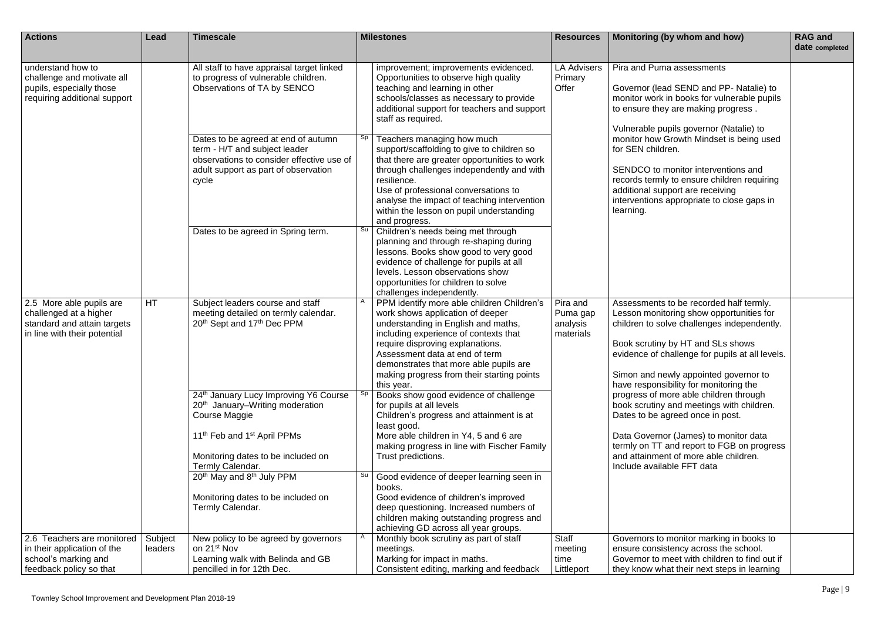| Actions | Lead | Timescale | | Milestones | Resources | Monitoring (by whom and how) | RAG and date completed |
|---|---|---|---|---|---|---|---|
| understand how to challenge and motivate all pupils, especially those requiring additional support | | All staff to have appraisal target linked to progress of vulnerable children.<br>Observations of TA by SENCO | | improvement; improvements evidenced.<br>Opportunities to observe high quality teaching and learning in other schools/classes as necessary to provide additional support for teachers and support staff as required. | LA Advisers<br>Primary Offer | Pira and Puma assessments<br><br>Governor (lead SEND and PP- Natalie) to monitor work in books for vulnerable pupils to ensure they are making progress .<br><br>Vulnerable pupils governor (Natalie) to monitor how Growth Mindset is being used for SEN children.<br><br>SENDCO to monitor interventions and records termly to ensure children requiring additional support are receiving interventions appropriate to close gaps in learning. | |
| | | Dates to be agreed at end of autumn term - H/T and subject leader observations to consider effective use of adult support as part of observation cycle | Sp | Teachers managing how much support/scaffolding to give to children so that there are greater opportunities to work through challenges independently and with resilience.<br>Use of professional conversations to analyse the impact of teaching intervention within the lesson on pupil understanding and progress. | | | |
| | | Dates to be agreed in Spring term. | Su | Children's needs being met through planning and through re-shaping during lessons. Books show good to very good evidence of challenge for pupils at all levels. Lesson observations show opportunities for children to solve challenges independently. | | | |
| 2.5 More able pupils are challenged at a higher standard and attain targets in line with their potential | HT | Subject leaders course and staff meeting detailed on termly calendar.<br>20th Sept and 17th Dec PPM | A | PPM identify more able children Children's work shows application of deeper understanding in English and maths, including experience of contexts that require disproving explanations.<br>Assessment data at end of term demonstrates that more able pupils are making progress from their starting points this year. | Pira and Puma gap analysis materials | Assessments to be recorded half termly.<br>Lesson monitoring show opportunities for children to solve challenges independently.<br><br>Book scrutiny by HT and SLs shows evidence of challenge for pupils at all levels.<br><br>Simon and newly appointed governor to have responsibility for monitoring the progress of more able children through book scrutiny and meetings with children. Dates to be agreed once in post.<br><br>Data Governor (James) to monitor data termly on TT and report to FGB on progress and attainment of more able children. Include available FFT data | |
| | | 24th January Lucy Improving Y6 Course<br>20th January–Writing moderation Course Maggie<br><br>11th Feb and 1st April PPMs<br><br>Monitoring dates to be included on Termly Calendar. | Sp | Books show good evidence of challenge for pupils at all levels<br>Children's progress and attainment is at least good.<br>More able children in Y4, 5 and 6 are making progress in line with Fischer Family Trust predictions. | | | |
| | | 20th May and 8th July PPM<br><br>Monitoring dates to be included on Termly Calendar. | Su | Good evidence of deeper learning seen in books.<br>Good evidence of children's improved deep questioning. Increased numbers of children making outstanding progress and achieving GD across all year groups. | | | |
| 2.6 Teachers are monitored in their application of the school's marking and feedback policy so that | Subject leaders | New policy to be agreed by governors on 21st Nov<br>Learning walk with Belinda and GB pencilled in for 12th Dec. | A | Monthly book scrutiny as part of staff meetings.<br>Marking for impact in maths.<br>Consistent editing, marking and feedback | Staff meeting time<br>Littleport | Governors to monitor marking in books to ensure consistency across the school.<br>Governor to meet with children to find out if they know what their next steps in learning | |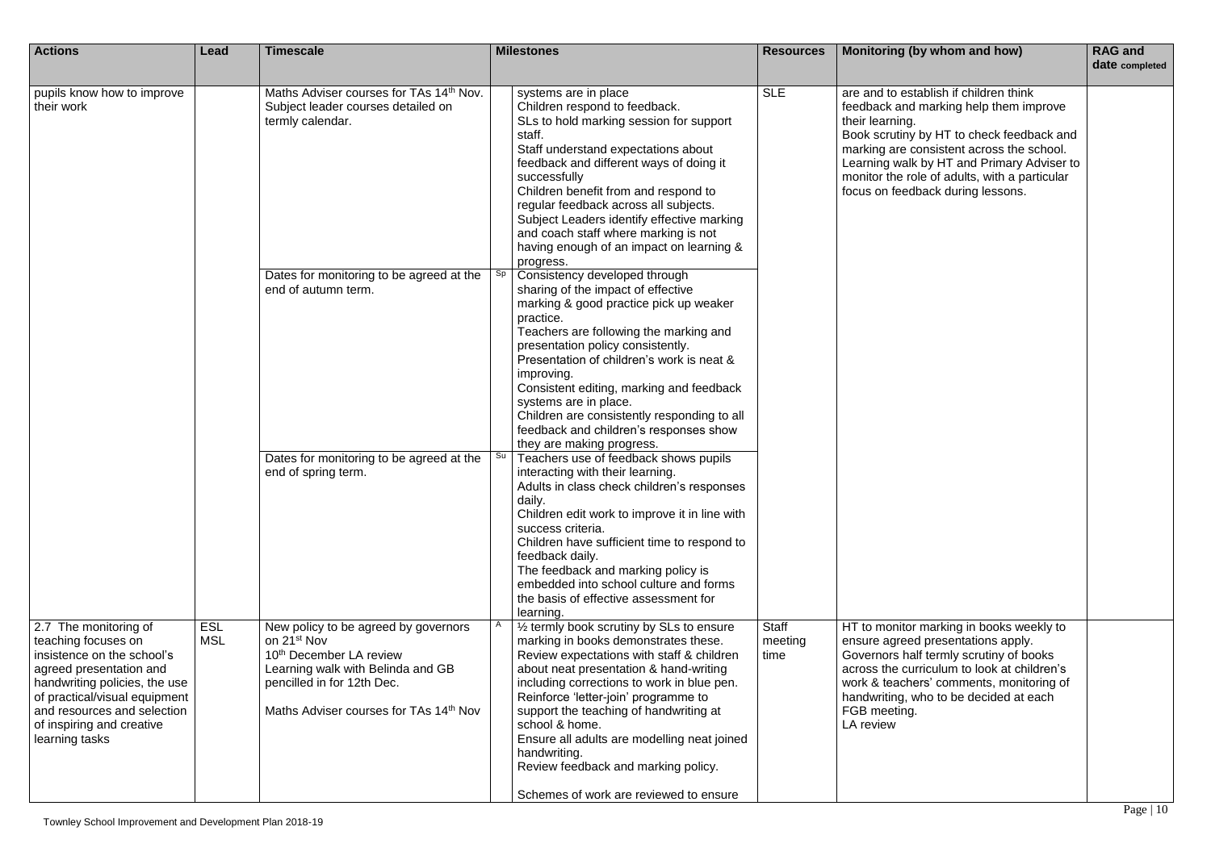| Actions | Lead | Timescale | | Milestones | Resources | Monitoring (by whom and how) | RAG and date completed |
|---|---|---|---|---|---|---|---|
| pupils know how to improve their work | | Maths Adviser courses for TAs 14th Nov.<br>Subject leader courses detailed on termly calendar. | | systems are in place<br>Children respond to feedback.<br>SLs to hold marking session for support staff.<br>Staff understand expectations about feedback and different ways of doing it successfully<br>Children benefit from and respond to regular feedback across all subjects.<br>Subject Leaders identify effective marking and coach staff where marking is not having enough of an impact on learning & progress. | SLE | are and to establish if children think feedback and marking help them improve their learning.<br>Book scrutiny by HT to check feedback and marking are consistent across the school.<br>Learning walk by HT and Primary Adviser to monitor the role of adults, with a particular focus on feedback during lessons. | |
| | | Dates for monitoring to be agreed at the end of autumn term. | Sp | Consistency developed through sharing of the impact of effective marking & good practice pick up weaker practice.<br>Teachers are following the marking and presentation policy consistently.<br>Presentation of children's work is neat & improving.<br>Consistent editing, marking and feedback systems are in place.<br>Children are consistently responding to all feedback and children's responses show they are making progress. | | | |
| | | Dates for monitoring to be agreed at the end of spring term. | Su | Teachers use of feedback shows pupils interacting with their learning.<br>Adults in class check children's responses daily.<br>Children edit work to improve it in line with success criteria.<br>Children have sufficient time to respond to feedback daily.<br>The feedback and marking policy is embedded into school culture and forms the basis of effective assessment for learning. | | | |
| 2.7 The monitoring of teaching focuses on insistence on the school's agreed presentation and handwriting policies, the use of practical/visual equipment and resources and selection of inspiring and creative learning tasks | ESL<br>MSL | New policy to be agreed by governors on 21st Nov<br>10th December LA review<br>Learning walk with Belinda and GB pencilled in for 12th Dec.<br><br>Maths Adviser courses for TAs 14th Nov | A | ½ termly book scrutiny by SLs to ensure marking in books demonstrates these.<br>Review expectations with staff & children about neat presentation & hand-writing including corrections to work in blue pen.<br>Reinforce 'letter-join' programme to support the teaching of handwriting at school & home.<br>Ensure all adults are modelling neat joined handwriting.<br>Review feedback and marking policy.<br><br>Schemes of work are reviewed to ensure | Staff meeting time | HT to monitor marking in books weekly to ensure agreed presentations apply.<br>Governors half termly scrutiny of books across the curriculum to look at children's work & teachers' comments, monitoring of handwriting, who to be decided at each FGB meeting.<br>LA review | |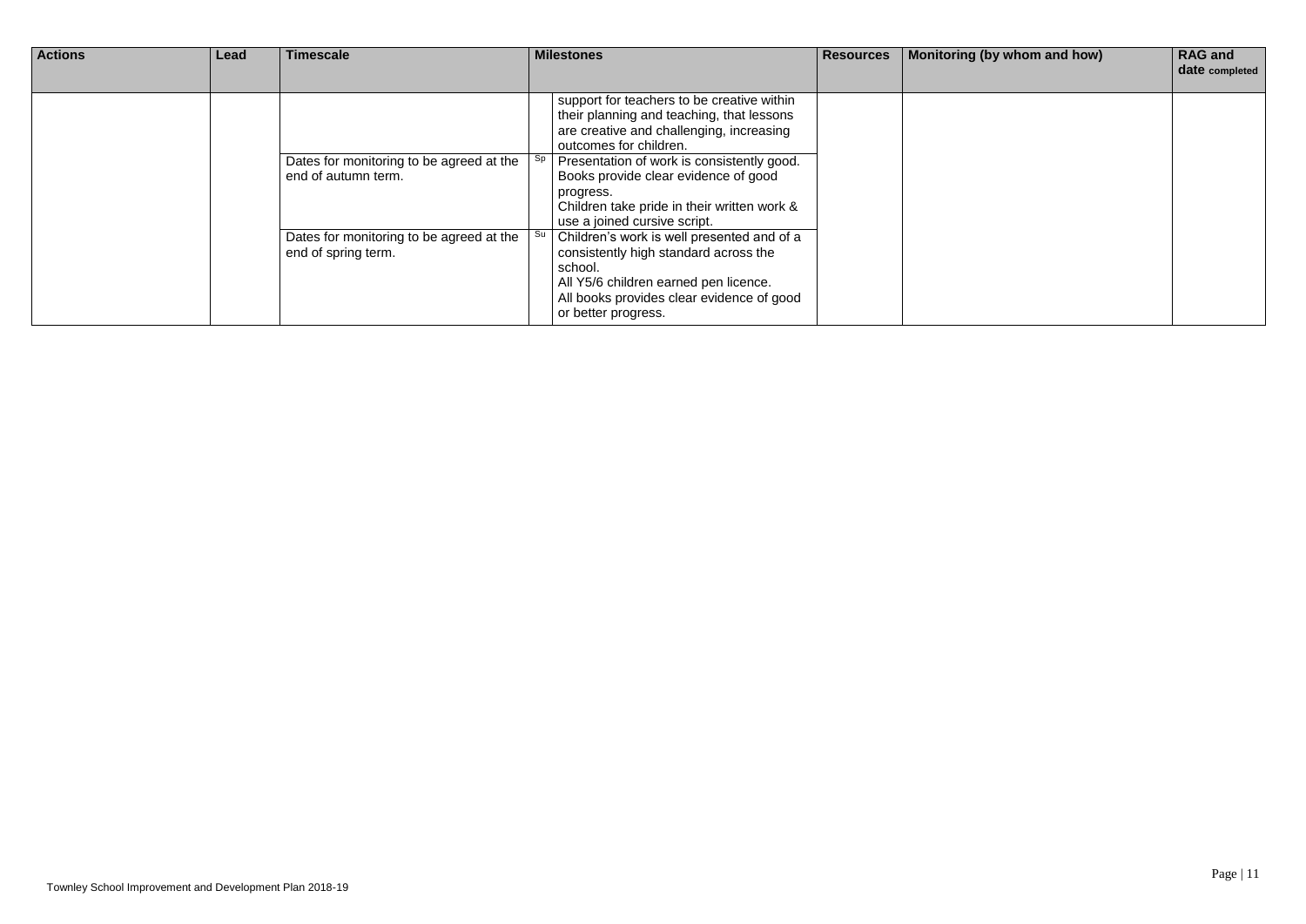| Actions | Lead | Timescale | Milestones | | Resources | Monitoring (by whom and how) | RAG and date completed |
|---|---|---|---|---|---|---|---|
| | | | | support for teachers to be creative within their planning and teaching, that lessons are creative and challenging, increasing outcomes for children. | | | |
| | | Dates for monitoring to be agreed at the end of autumn term. | Sp | Presentation of work is consistently good. Books provide clear evidence of good progress. Children take pride in their written work & use a joined cursive script. | | | |
| | | Dates for monitoring to be agreed at the end of spring term. | Su | Children's work is well presented and of a consistently high standard across the school. All Y5/6 children earned pen licence. All books provides clear evidence of good or better progress. | | | |

Townley School Improvement and Development Plan 2018-19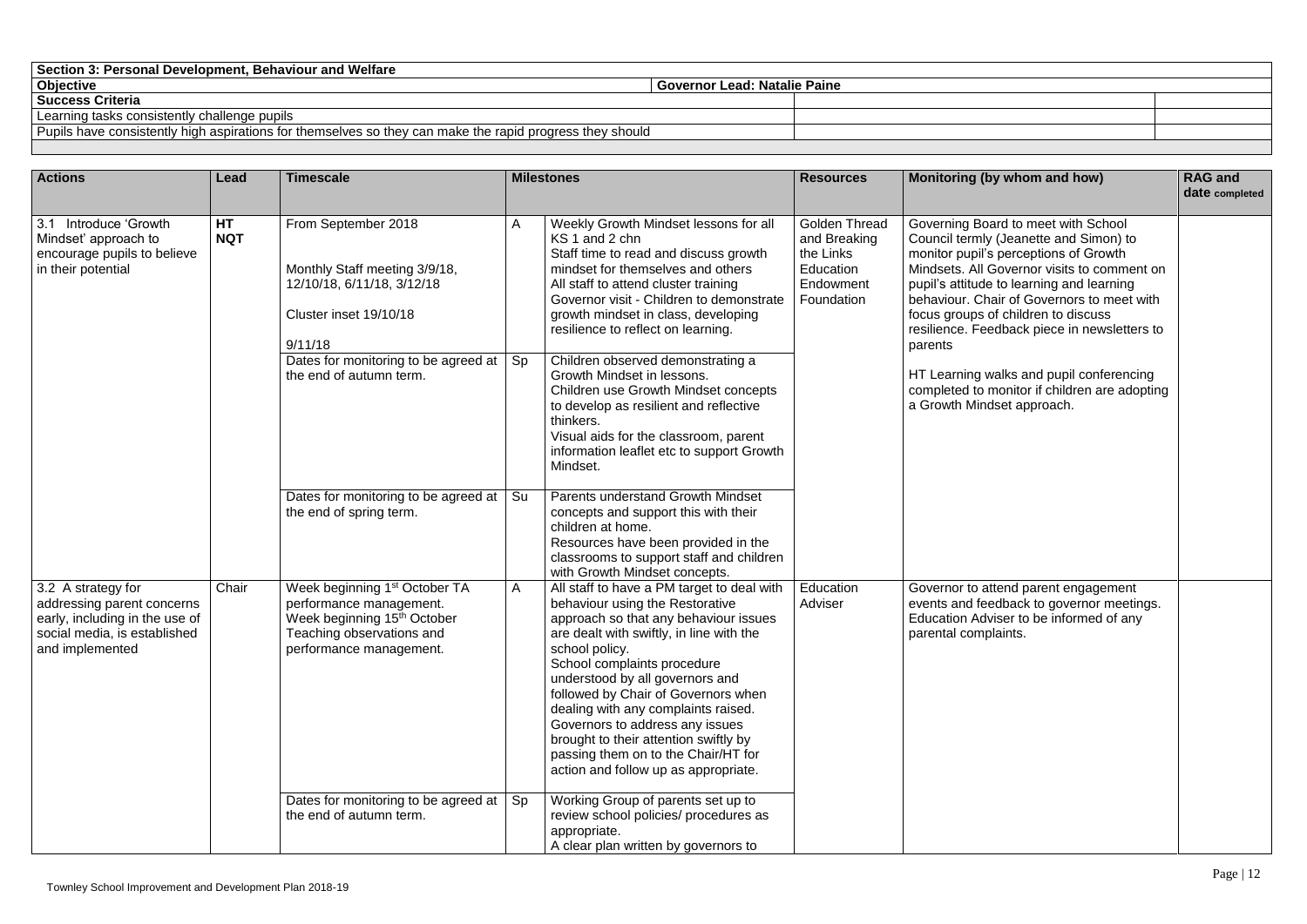| Section 3: Personal Development, Behaviour and Welfare | | |
|---|---|---|
| **Objective** | **Governor Lead: Natalie Paine** | |
| **Success Criteria** | | |
| Learning tasks consistently challenge pupils | | |
| Pupils have consistently high aspirations for themselves so they can make the rapid progress they should | | |

| Actions | Lead | Timescale | Milestones | | Resources | Monitoring (by whom and how) | RAG and date completed |
|---|---|---|---|---|---|---|---|
| 3.1 Introduce 'Growth Mindset' approach to encourage pupils to believe in their potential | **HT NQT** | From September 2018<br><br>Monthly Staff meeting 3/9/18, 12/10/18, 6/11/18, 3/12/18<br><br>Cluster inset 19/10/18<br><br>9/11/18 | A | Weekly Growth Mindset lessons for all KS 1 and 2 chn<br>Staff time to read and discuss growth mindset for themselves and others<br>All staff to attend cluster training<br>Governor visit - Children to demonstrate growth mindset in class, developing resilience to reflect on learning. | Golden Thread and Breaking the Links Education Endowment Foundation | Governing Board to meet with School Council termly (Jeanette and Simon) to monitor pupil's perceptions of Growth Mindsets. All Governor visits to comment on pupil's attitude to learning and learning behaviour. Chair of Governors to meet with focus groups of children to discuss resilience. Feedback piece in newsletters to parents<br><br>HT Learning walks and pupil conferencing completed to monitor if children are adopting a Growth Mindset approach. | |
| | | Dates for monitoring to be agreed at the end of autumn term. | Sp | Children observed demonstrating a Growth Mindset in lessons.<br>Children use Growth Mindset concepts to develop as resilient and reflective thinkers.<br>Visual aids for the classroom, parent information leaflet etc to support Growth Mindset. | | | |
| | | Dates for monitoring to be agreed at the end of spring term. | Su | Parents understand Growth Mindset concepts and support this with their children at home.<br>Resources have been provided in the classrooms to support staff and children with Growth Mindset concepts. | | | |
| 3.2 A strategy for addressing parent concerns early, including in the use of social media, is established and implemented | Chair | Week beginning 1st October TA performance management.<br>Week beginning 15th October Teaching observations and performance management. | A | All staff to have a PM target to deal with behaviour using the Restorative approach so that any behaviour issues are dealt with swiftly, in line with the school policy.<br>School complaints procedure understood by all governors and followed by Chair of Governors when dealing with any complaints raised.<br>Governors to address any issues brought to their attention swiftly by passing them on to the Chair/HT for action and follow up as appropriate. | Education Adviser | Governor to attend parent engagement events and feedback to governor meetings. Education Adviser to be informed of any parental complaints. | |
| | | Dates for monitoring to be agreed at the end of autumn term. | Sp | Working Group of parents set up to review school policies/ procedures as appropriate.<br>A clear plan written by governors to | | | |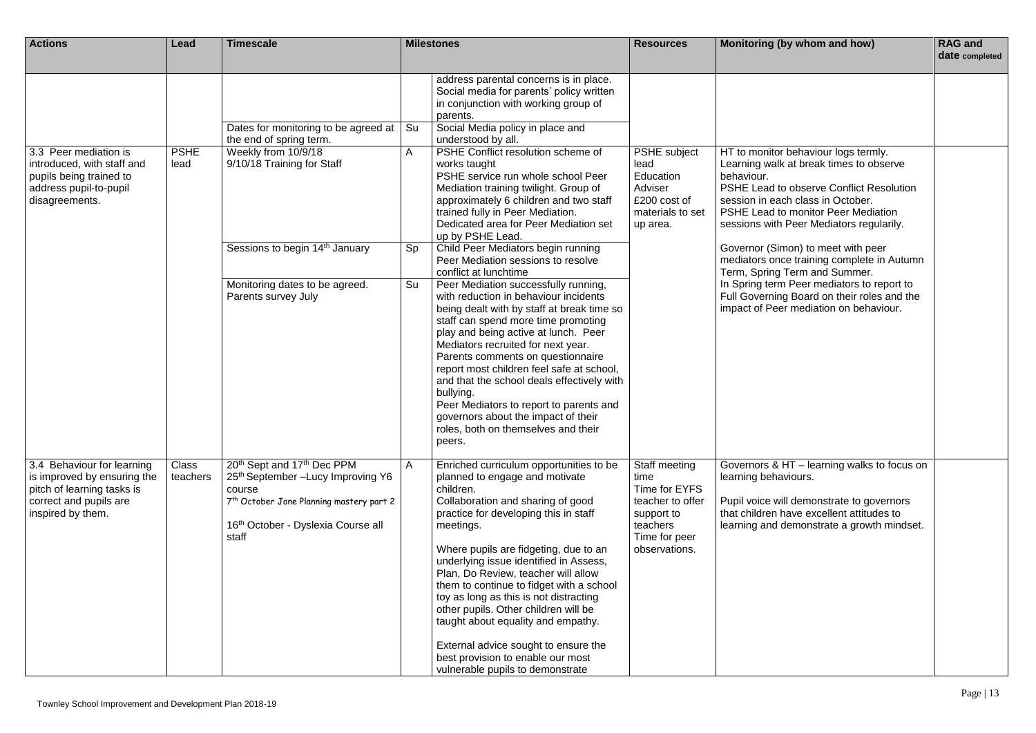| Actions | Lead | Timescale | Milestones | | Resources | Monitoring (by whom and how) | RAG and date completed |
|---|---|---|---|---|---|---|---|
| | | | | address parental concerns is in place.<br>Social media for parents' policy written in conjunction with working group of parents. | | | |
| | | Dates for monitoring to be agreed at the end of spring term. | Su | Social Media policy in place and understood by all. | | | |
| 3.3 Peer mediation is introduced, with staff and pupils being trained to address pupil-to-pupil disagreements. | PSHE lead | Weekly from 10/9/18<br>9/10/18 Training for Staff | A | PSHE Conflict resolution scheme of works taught<br>PSHE service run whole school Peer Mediation training twilight. Group of approximately 6 children and two staff trained fully in Peer Mediation.<br>Dedicated area for Peer Mediation set up by PSHE Lead. | PSHE subject lead<br>Education Adviser<br>£200 cost of materials to set up area. | HT to monitor behaviour logs termly.<br>Learning walk at break times to observe behaviour.<br>PSHE Lead to observe Conflict Resolution session in each class in October.<br>PSHE Lead to monitor Peer Mediation sessions with Peer Mediators regularly.<br><br>Governor (Simon) to meet with peer mediators once training complete in Autumn Term, Spring Term and Summer.<br>In Spring term Peer mediators to report to Full Governing Board on their roles and the impact of Peer mediation on behaviour. | |
| | | Sessions to begin 14th January | Sp | Child Peer Mediators begin running Peer Mediation sessions to resolve conflict at lunchtime | | | |
| | | Monitoring dates to be agreed.<br>Parents survey July | Su | Peer Mediation successfully running, with reduction in behaviour incidents being dealt with by staff at break time so staff can spend more time promoting play and being active at lunch. Peer Mediators recruited for next year.<br>Parents comments on questionnaire report most children feel safe at school, and that the school deals effectively with bullying.<br>Peer Mediators to report to parents and governors about the impact of their roles, both on themselves and their peers. | | | |
| 3.4 Behaviour for learning is improved by ensuring the pitch of learning tasks is correct and pupils are inspired by them. | Class teachers | 20th Sept and 17th Dec PPM<br>25th September –Lucy Improving Y6 course<br>7th October Jane Planning mastery part 2<br><br>16th October - Dyslexia Course all staff | A | Enriched curriculum opportunities to be planned to engage and motivate children.<br>Collaboration and sharing of good practice for developing this in staff meetings.<br><br>Where pupils are fidgeting, due to an underlying issue identified in Assess, Plan, Do Review, teacher will allow them to continue to fidget with a school toy as long as this is not distracting other pupils. Other children will be taught about equality and empathy.<br><br>External advice sought to ensure the best provision to enable our most vulnerable pupils to demonstrate | Staff meeting time<br>Time for EYFS teacher to offer support to teachers<br>Time for peer observations. | Governors & HT – learning walks to focus on learning behaviours.<br><br>Pupil voice will demonstrate to governors that children have excellent attitudes to learning and demonstrate a growth mindset. | |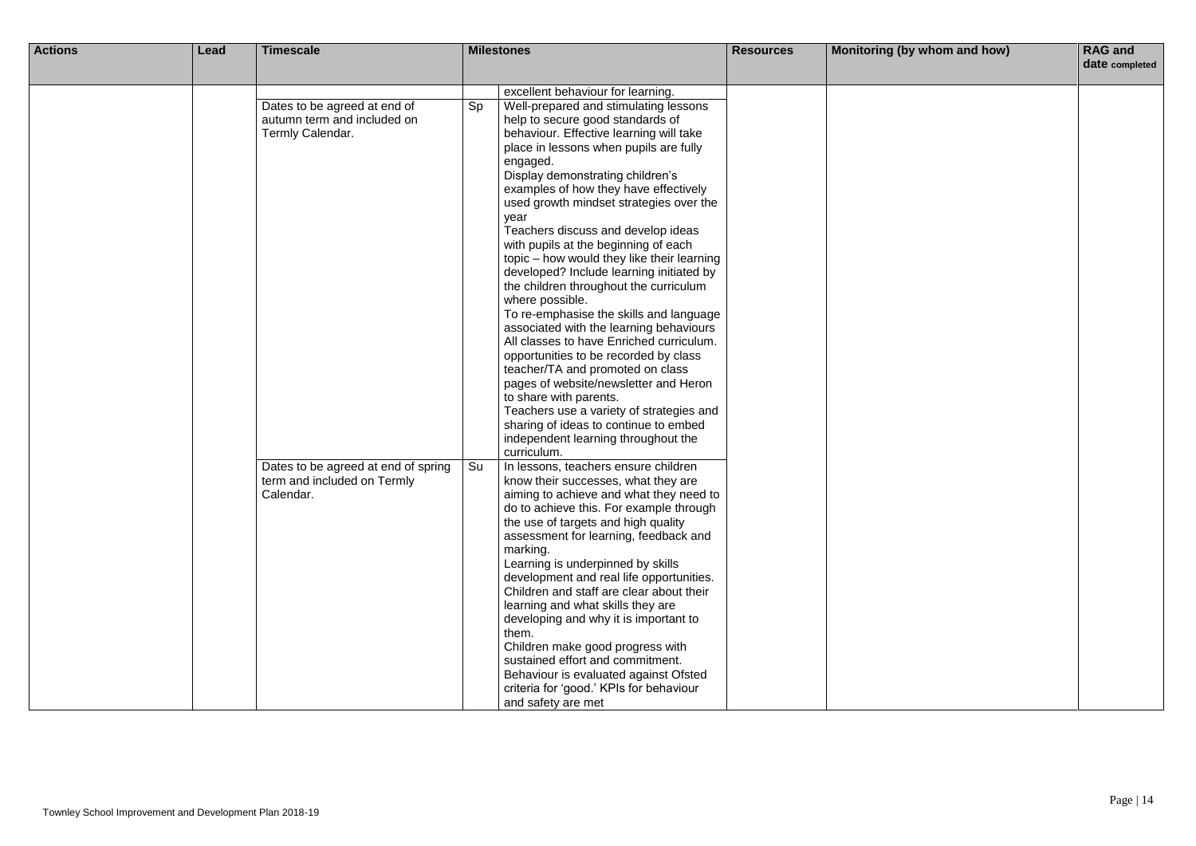| Actions | Lead | Timescale | Milestones | | Resources | Monitoring (by whom and how) | RAG and date completed |
|---|---|---|---|---|---|---|---|
| | | | | excellent behaviour for learning. | | | |
| | | Dates to be agreed at end of autumn term and included on Termly Calendar. | Sp | Well-prepared and stimulating lessons help to secure good standards of behaviour. Effective learning will take place in lessons when pupils are fully engaged.<br>Display demonstrating children's examples of how they have effectively used growth mindset strategies over the year<br>Teachers discuss and develop ideas with pupils at the beginning of each topic – how would they like their learning developed? Include learning initiated by the children throughout the curriculum where possible.<br>To re-emphasise the skills and language associated with the learning behaviours<br>All classes to have Enriched curriculum. opportunities to be recorded by class teacher/TA and promoted on class pages of website/newsletter and Heron to share with parents.<br>Teachers use a variety of strategies and sharing of ideas to continue to embed independent learning throughout the curriculum. | | | |
| | | Dates to be agreed at end of spring term and included on Termly Calendar. | Su | In lessons, teachers ensure children know their successes, what they are aiming to achieve and what they need to do to achieve this. For example through the use of targets and high quality assessment for learning, feedback and marking.<br>Learning is underpinned by skills development and real life opportunities. Children and staff are clear about their learning and what skills they are developing and why it is important to them.<br>Children make good progress with sustained effort and commitment.<br>Behaviour is evaluated against Ofsted criteria for 'good.' KPIs for behaviour and safety are met | | | |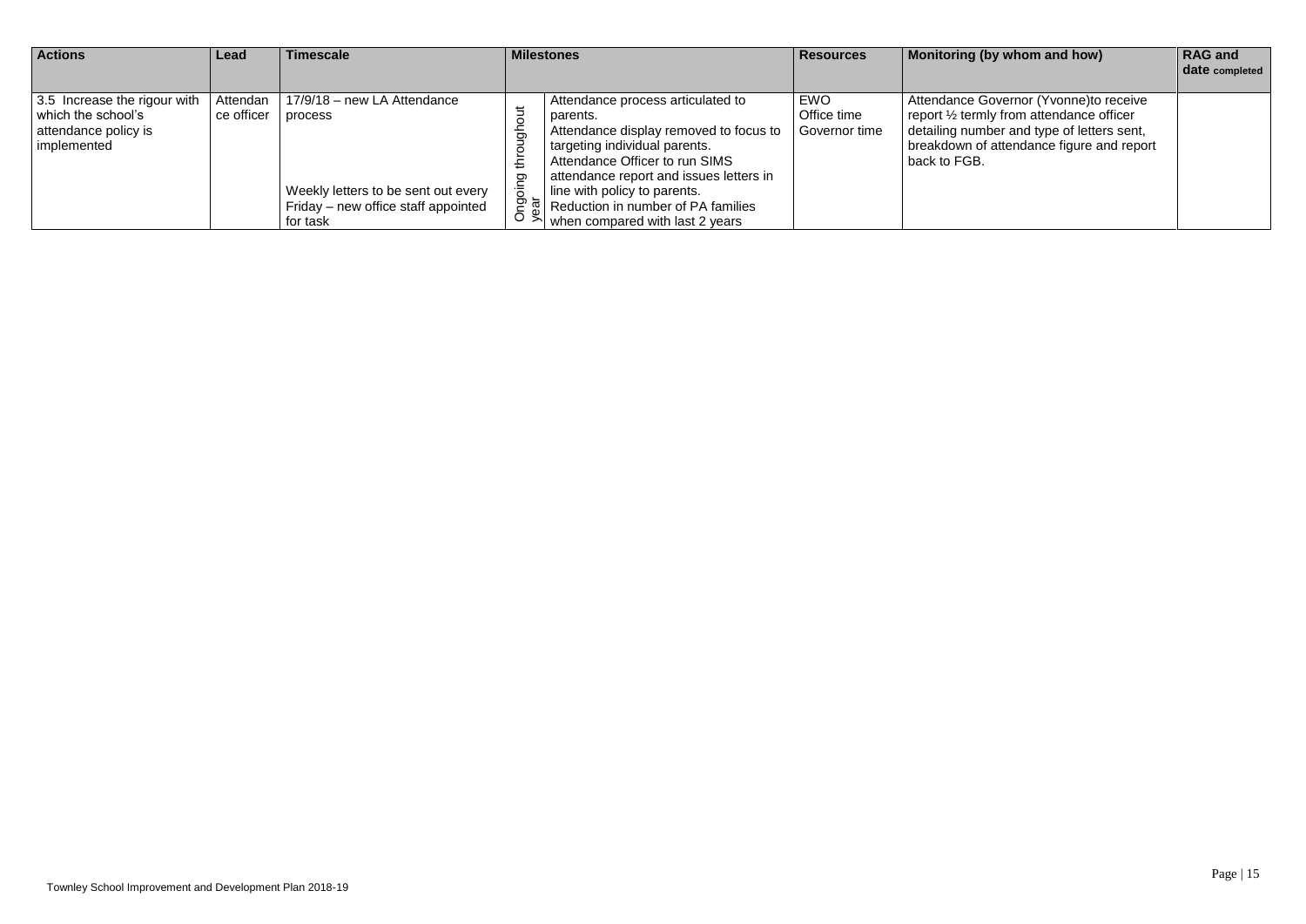| Actions | Lead | Timescale | Milestones | | Resources | Monitoring (by whom and how) | RAG and date completed |
|---|---|---|---|---|---|---|---|
| 3.5 Increase the rigour with which the school's attendance policy is implemented | Attendance officer | 17/9/18 – new LA Attendance process<br><br>Weekly letters to be sent out every Friday – new office staff appointed for task | Ongoing throughout year | Attendance process articulated to parents.<br>Attendance display removed to focus to targeting individual parents.<br>Attendance Officer to run SIMS attendance report and issues letters in line with policy to parents.<br>Reduction in number of PA families when compared with last 2 years | EWO<br>Office time<br>Governor time | Attendance Governor (Yvonne)to receive report ½ termly from attendance officer detailing number and type of letters sent, breakdown of attendance figure and report back to FGB. | |

Townley School Improvement and Development Plan 2018-19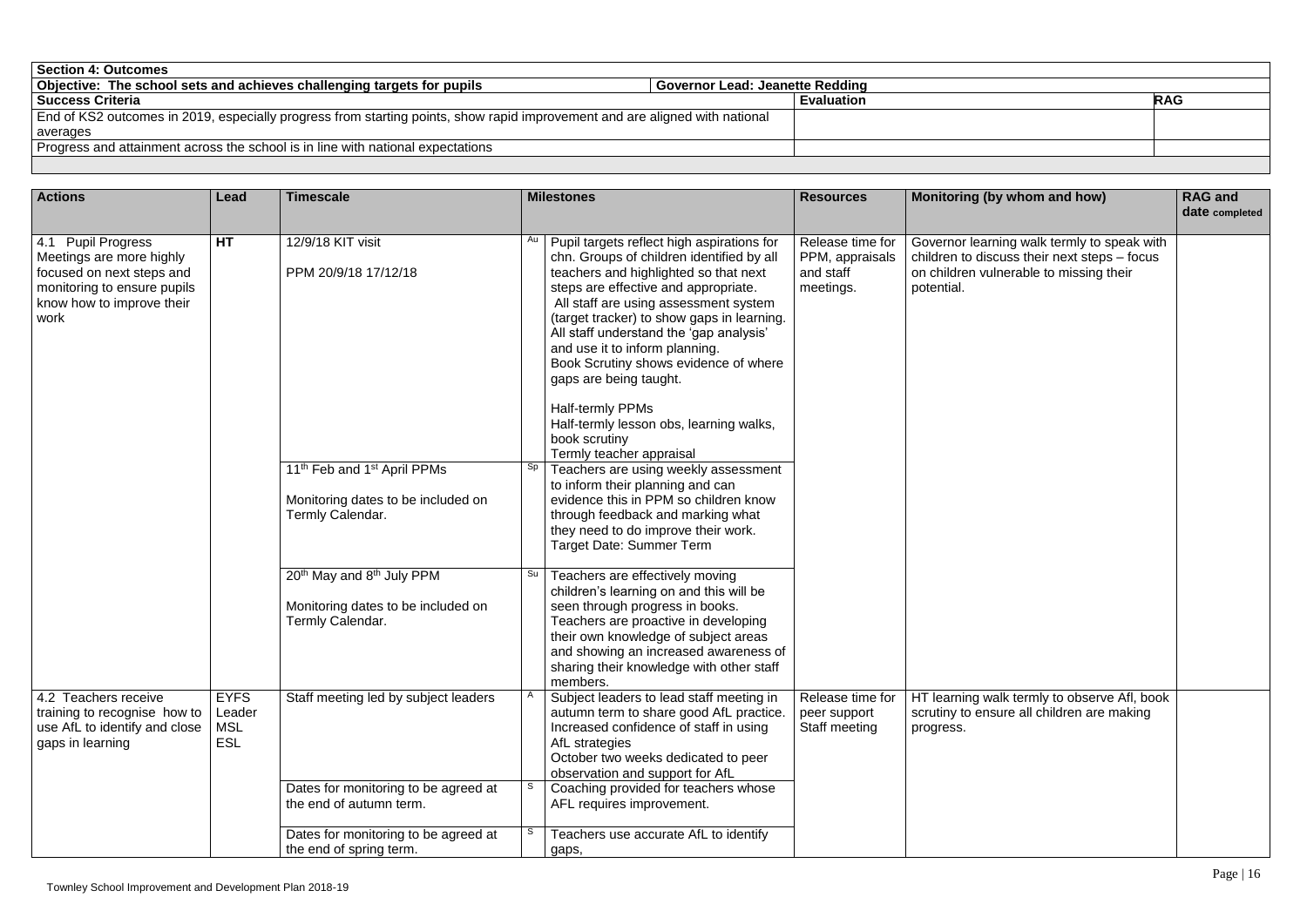| **Section 4: Outcomes** | | |
|---|---|---|
| **Objective: The school sets and achieves challenging targets for pupils** | **Governor Lead: Jeanette Redding** | |
| **Success Criteria** | **Evaluation** | **RAG** |
| End of KS2 outcomes in 2019, especially progress from starting points, show rapid improvement and are aligned with national averages | | |
| Progress and attainment across the school is in line with national expectations | | |

| **Actions** | **Lead** | **Timescale** | | **Milestones** | **Resources** | **Monitoring (by whom and how)** | **RAG and date completed** |
|---|---|---|---|---|---|---|---|
| 4.1 Pupil Progress Meetings are more highly focused on next steps and monitoring to ensure pupils know how to improve their work | **HT** | 12/9/18 KIT visit<br><br>PPM 20/9/18 17/12/18 | Au | Pupil targets reflect high aspirations for chn. Groups of children identified by all teachers and highlighted so that next steps are effective and appropriate.<br>All staff are using assessment system (target tracker) to show gaps in learning. All staff understand the 'gap analysis' and use it to inform planning.<br>Book Scrutiny shows evidence of where gaps are being taught.<br><br>Half-termly PPMs<br>Half-termly lesson obs, learning walks, book scrutiny<br>Termly teacher appraisal | Release time for PPM, appraisals and staff meetings. | Governor learning walk termly to speak with children to discuss their next steps – focus on children vulnerable to missing their potential. | |
| | | 11th Feb and 1st April PPMs<br><br>Monitoring dates to be included on Termly Calendar. | Sp | Teachers are using weekly assessment to inform their planning and can evidence this in PPM so children know through feedback and marking what they need to do improve their work.<br>Target Date: Summer Term | | | |
| | | 20th May and 8th July PPM<br><br>Monitoring dates to be included on Termly Calendar. | Su | Teachers are effectively moving children's learning on and this will be seen through progress in books.<br>Teachers are proactive in developing their own knowledge of subject areas and showing an increased awareness of sharing their knowledge with other staff members. | | | |
| 4.2 Teachers receive training to recognise how to use AfL to identify and close gaps in learning | EYFS Leader<br>MSL<br>ESL | Staff meeting led by subject leaders | A | Subject leaders to lead staff meeting in autumn term to share good AfL practice.<br>Increased confidence of staff in using AfL strategies<br>October two weeks dedicated to peer observation and support for AfL | Release time for peer support<br>Staff meeting | HT learning walk termly to observe Afl, book scrutiny to ensure all children are making progress. | |
| | | Dates for monitoring to be agreed at the end of autumn term. | S | Coaching provided for teachers whose AFL requires improvement. | | | |
| | | Dates for monitoring to be agreed at the end of spring term. | S | Teachers use accurate AfL to identify gaps, | | | |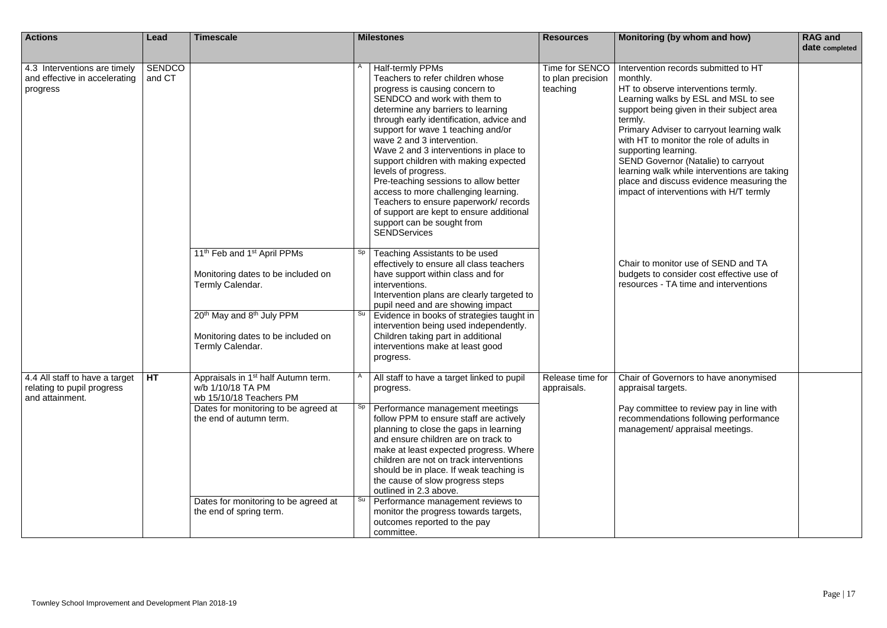| Actions | Lead | Timescale | | Milestones | Resources | Monitoring (by whom and how) | RAG and date completed |
|---|---|---|---|---|---|---|---|
| 4.3 Interventions are timely and effective in accelerating progress | SENDCO and CT | | A | Half-termly PPMs<br>Teachers to refer children whose progress is causing concern to SENDCO and work with them to determine any barriers to learning through early identification, advice and support for wave 1 teaching and/or wave 2 and 3 intervention.<br>Wave 2 and 3 interventions in place to support children with making expected levels of progress.<br>Pre-teaching sessions to allow better access to more challenging learning.<br>Teachers to ensure paperwork/ records of support are kept to ensure additional support can be sought from SENDServices | Time for SENCO to plan precision teaching | Intervention records submitted to HT monthly.<br>HT to observe interventions termly.<br>Learning walks by ESL and MSL to see support being given in their subject area termly.<br>Primary Adviser to carryout learning walk with HT to monitor the role of adults in supporting learning.<br>SEND Governor (Natalie) to carryout learning walk while interventions are taking place and discuss evidence measuring the impact of interventions with H/T termly | |
| | | 11th Feb and 1st April PPMs<br><br>Monitoring dates to be included on Termly Calendar. | Sp | Teaching Assistants to be used effectively to ensure all class teachers have support within class and for interventions.<br>Intervention plans are clearly targeted to pupil need and are showing impact | | Chair to monitor use of SEND and TA budgets to consider cost effective use of resources - TA time and interventions | |
| | | 20th May and 8th July PPM<br><br>Monitoring dates to be included on Termly Calendar. | Su | Evidence in books of strategies taught in intervention being used independently.<br>Children taking part in additional interventions make at least good progress. | | | |
| 4.4 All staff to have a target relating to pupil progress and attainment. | **HT** | Appraisals in 1st half Autumn term.<br>w/b 1/10/18 TA PM<br>wb 15/10/18 Teachers PM | A | All staff to have a target linked to pupil progress. | Release time for appraisals. | Chair of Governors to have anonymised appraisal targets.<br><br>Pay committee to review pay in line with recommendations following performance management/ appraisal meetings. | |
| | | Dates for monitoring to be agreed at the end of autumn term. | Sp | Performance management meetings follow PPM to ensure staff are actively planning to close the gaps in learning and ensure children are on track to make at least expected progress. Where children are not on track interventions should be in place. If weak teaching is the cause of slow progress steps outlined in 2.3 above. | | | |
| | | Dates for monitoring to be agreed at the end of spring term. | Su | Performance management reviews to monitor the progress towards targets, outcomes reported to the pay committee. | | | |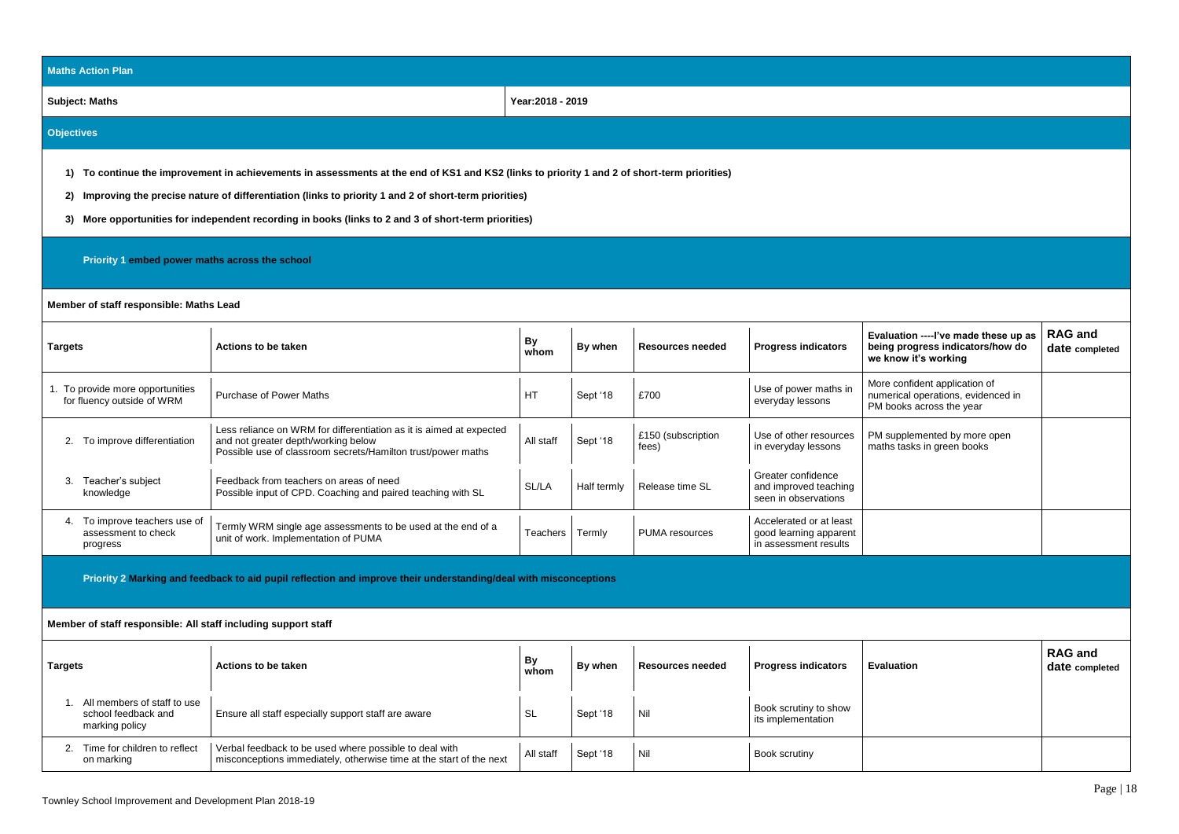## Maths Action Plan

**Subject: Maths** | **Year:2018 - 2019**

### Objectives

1) **To continue the improvement in achievements in assessments at the end of KS1 and KS2 (links to priority 1 and 2 of short-term priorities)**
2) **Improving the precise nature of differentiation (links to priority 1 and 2 of short-term priorities)**
3) **More opportunities for independent recording in books (links to 2 and 3 of short-term priorities)**

### Priority 1 embed power maths across the school

**Member of staff responsible: Maths Lead**

| Targets | Actions to be taken | By whom | By when | Resources needed | Progress indicators | Evaluation ----I've made these up as being progress indicators/how do we know it's working | RAG and date completed |
|---|---|---|---|---|---|---|---|
| 1. To provide more opportunities for fluency outside of WRM | Purchase of Power Maths | HT | Sept '18 | £700 | Use of power maths in everyday lessons | More confident application of numerical operations, evidenced in PM books across the year | |
| 2. To improve differentiation | Less reliance on WRM for differentiation as it is aimed at expected and not greater depth/working below<br>Possible use of classroom secrets/Hamilton trust/power maths | All staff | Sept '18 | £150 (subscription fees) | Use of other resources in everyday lessons | PM supplemented by more open maths tasks in green books | |
| 3. Teacher's subject knowledge | Feedback from teachers on areas of need<br>Possible input of CPD. Coaching and paired teaching with SL | SL/LA | Half termly | Release time SL | Greater confidence and improved teaching seen in observations | | |
| 4. To improve teachers use of assessment to check progress | Termly WRM single age assessments to be used at the end of a unit of work. Implementation of PUMA | Teachers | Termly | PUMA resources | Accelerated or at least good learning apparent in assessment results | | |

### Priority 2 Marking and feedback to aid pupil reflection and improve their understanding/deal with misconceptions

**Member of staff responsible: All staff including support staff**

| Targets | Actions to be taken | By whom | By when | Resources needed | Progress indicators | Evaluation | RAG and date completed |
|---|---|---|---|---|---|---|---|
| 1. All members of staff to use school feedback and marking policy | Ensure all staff especially support staff are aware | SL | Sept '18 | Nil | Book scrutiny to show its implementation | | |
| 2. Time for children to reflect on marking | Verbal feedback to be used where possible to deal with misconceptions immediately, otherwise time at the start of the next | All staff | Sept '18 | Nil | Book scrutiny | | |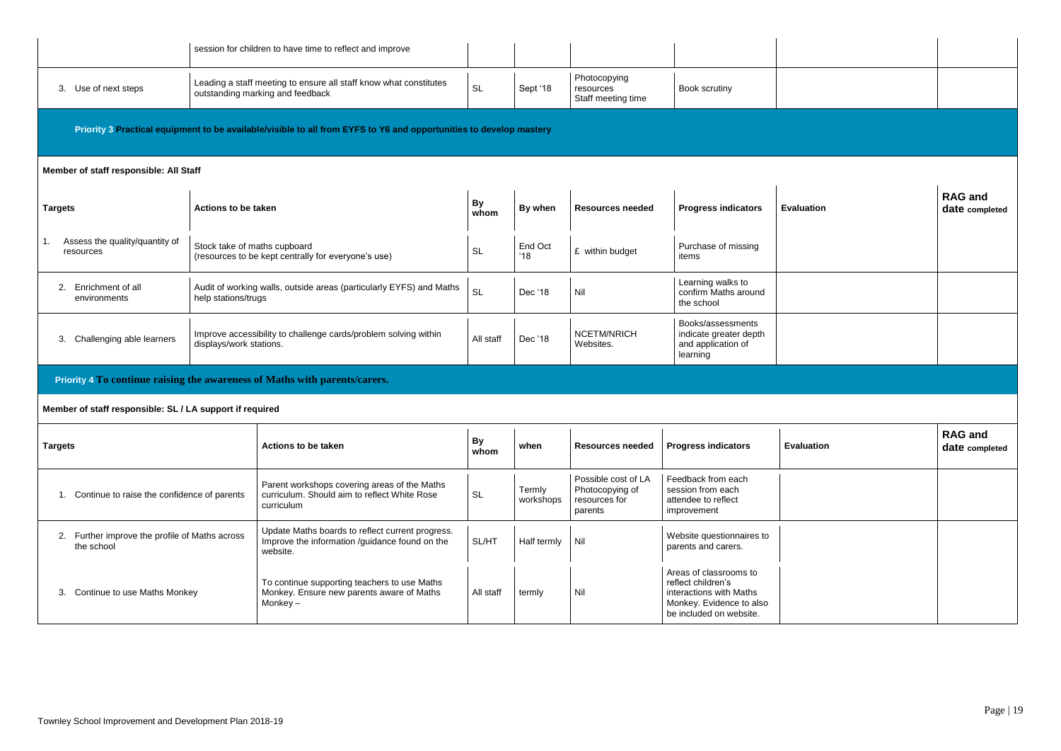| | session for children to have time to reflect and improve | | | | | | |
|---|---|---|---|---|---|---|---|
| 3. Use of next steps | Leading a staff meeting to ensure all staff know what constitutes outstanding marking and feedback | SL | Sept '18 | Photocopying resources Staff meeting time | Book scrutiny | | |

**Priority 3 Practical equipment to be available/visible to all from EYFS to Y6 and opportunities to develop mastery**

**Member of staff responsible: All Staff**

| Targets | Actions to be taken | By whom | By when | Resources needed | Progress indicators | Evaluation | RAG and date completed |
|---|---|---|---|---|---|---|---|
| 1. Assess the quality/quantity of resources | Stock take of maths cupboard (resources to be kept centrally for everyone's use) | SL | End Oct '18 | £ within budget | Purchase of missing items | | |
| 2. Enrichment of all environments | Audit of working walls, outside areas (particularly EYFS) and Maths help stations/trugs | SL | Dec '18 | Nil | Learning walks to confirm Maths around the school | | |
| 3. Challenging able learners | Improve accessibility to challenge cards/problem solving within displays/work stations. | All staff | Dec '18 | NCETM/NRICH Websites. | Books/assessments indicate greater depth and application of learning | | |

**Priority 4 To continue raising the awareness of Maths with parents/carers.**

**Member of staff responsible: SL / LA support if required**

| Targets | Actions to be taken | By whom | when | Resources needed | Progress indicators | Evaluation | RAG and date completed |
|---|---|---|---|---|---|---|---|
| 1. Continue to raise the confidence of parents | Parent workshops covering areas of the Maths curriculum. Should aim to reflect White Rose curriculum | SL | Termly workshops | Possible cost of LA Photocopying of resources for parents | Feedback from each session from each attendee to reflect improvement | | |
| 2. Further improve the profile of Maths across the school | Update Maths boards to reflect current progress. Improve the information /guidance found on the website. | SL/HT | Half termly | Nil | Website questionnaires to parents and carers. | | |
| 3. Continue to use Maths Monkey | To continue supporting teachers to use Maths Monkey. Ensure new parents aware of Maths Monkey – | All staff | termly | Nil | Areas of classrooms to reflect children's interactions with Maths Monkey. Evidence to also be included on website. | | |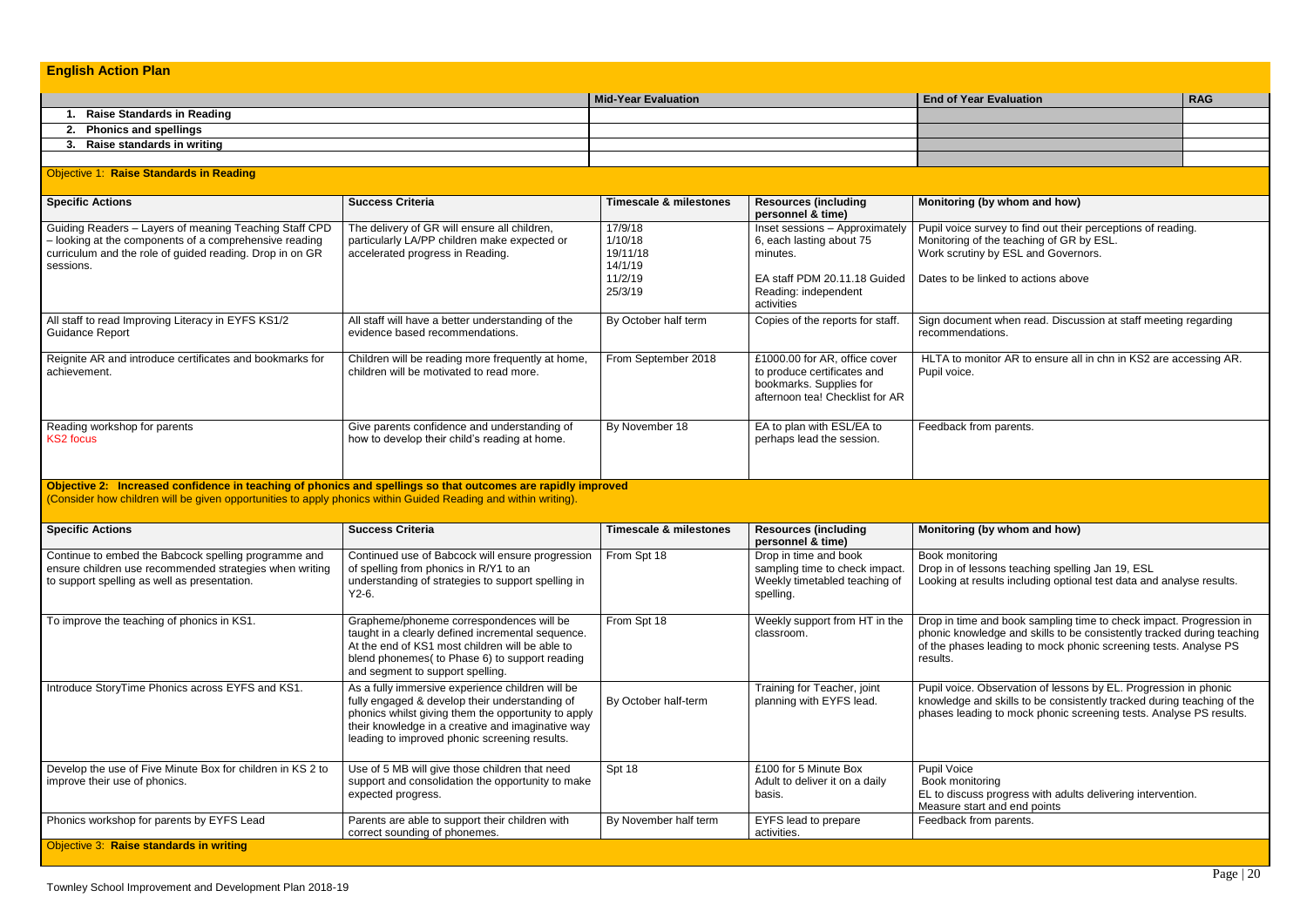## English Action Plan

| | Mid-Year Evaluation | | End of Year Evaluation | RAG |
|---|---|---|---|---|
| 1. Raise Standards in Reading | | | | |
| 2. Phonics and spellings | | | | |
| 3. Raise standards in writing | | | | |
| | | | | |

### Objective 1: Raise Standards in Reading

| Specific Actions | Success Criteria | Timescale & milestones | Resources (including personnel & time) | Monitoring (by whom and how) |
|---|---|---|---|---|
| Guiding Readers – Layers of meaning Teaching Staff CPD – looking at the components of a comprehensive reading curriculum and the role of guided reading. Drop in on GR sessions. | The delivery of GR will ensure all children, particularly LA/PP children make expected or accelerated progress in Reading. | 17/9/18<br>1/10/18<br>19/11/18<br>14/1/19<br>11/2/19<br>25/3/19 | Inset sessions – Approximately 6, each lasting about 75 minutes.<br><br>EA staff PDM 20.11.18 Guided Reading: independent activities | Pupil voice survey to find out their perceptions of reading.<br>Monitoring of the teaching of GR by ESL.<br>Work scrutiny by ESL and Governors.<br><br>Dates to be linked to actions above |
| All staff to read Improving Literacy in EYFS KS1/2 Guidance Report | All staff will have a better understanding of the evidence based recommendations. | By October half term | Copies of the reports for staff. | Sign document when read. Discussion at staff meeting regarding recommendations. |
| Reignite AR and introduce certificates and bookmarks for achievement. | Children will be reading more frequently at home, children will be motivated to read more. | From September 2018 | £1000.00 for AR, office cover to produce certificates and bookmarks. Supplies for afternoon tea! Checklist for AR | HLTA to monitor AR to ensure all in chn in KS2 are accessing AR. Pupil voice. |
| Reading workshop for parents<br>KS2 focus | Give parents confidence and understanding of how to develop their child's reading at home. | By November 18 | EA to plan with ESL/EA to perhaps lead the session. | Feedback from parents. |

### Objective 2: Increased confidence in teaching of phonics and spellings so that outcomes are rapidly improved

(Consider how children will be given opportunities to apply phonics within Guided Reading and within writing).

| Specific Actions | Success Criteria | Timescale & milestones | Resources (including personnel & time) | Monitoring (by whom and how) |
|---|---|---|---|---|
| Continue to embed the Babcock spelling programme and ensure children use recommended strategies when writing to support spelling as well as presentation. | Continued use of Babcock will ensure progression of spelling from phonics in R/Y1 to an understanding of strategies to support spelling in Y2-6. | From Spt 18 | Drop in time and book sampling time to check impact. Weekly timetabled teaching of spelling. | Book monitoring<br>Drop in of lessons teaching spelling Jan 19, ESL<br>Looking at results including optional test data and analyse results. |
| To improve the teaching of phonics in KS1. | Grapheme/phoneme correspondences will be taught in a clearly defined incremental sequence. At the end of KS1 most children will be able to blend phonemes( to Phase 6) to support reading and segment to support spelling. | From Spt 18 | Weekly support from HT in the classroom. | Drop in time and book sampling time to check impact. Progression in phonic knowledge and skills to be consistently tracked during teaching of the phases leading to mock phonic screening tests. Analyse PS results. |
| Introduce StoryTime Phonics across EYFS and KS1. | As a fully immersive experience children will be fully engaged & develop their understanding of phonics whilst giving them the opportunity to apply their knowledge in a creative and imaginative way leading to improved phonic screening results. | By October half-term | Training for Teacher, joint planning with EYFS lead. | Pupil voice. Observation of lessons by EL. Progression in phonic knowledge and skills to be consistently tracked during teaching of the phases leading to mock phonic screening tests. Analyse PS results. |
| Develop the use of Five Minute Box for children in KS 2 to improve their use of phonics. | Use of 5 MB will give those children that need support and consolidation the opportunity to make expected progress. | Spt 18 | £100 for 5 Minute Box<br>Adult to deliver it on a daily basis. | Pupil Voice<br>Book monitoring<br>EL to discuss progress with adults delivering intervention.<br>Measure start and end points |
| Phonics workshop for parents by EYFS Lead | Parents are able to support their children with correct sounding of phonemes. | By November half term | EYFS lead to prepare activities. | Feedback from parents. |

### Objective 3: Raise standards in writing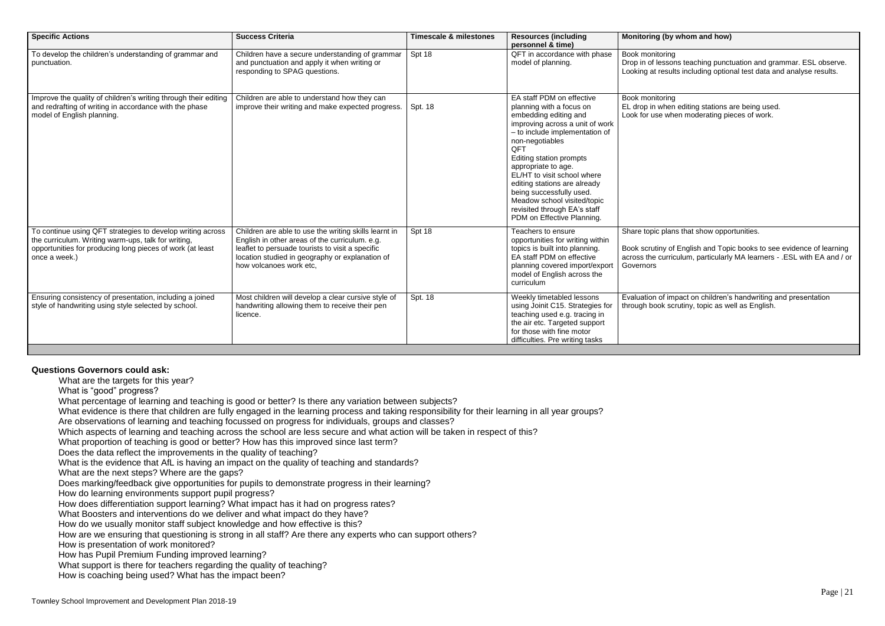| Specific Actions | Success Criteria | Timescale & milestones | Resources (including personnel & time) | Monitoring (by whom and how) |
|---|---|---|---|---|
| To develop the children's understanding of grammar and punctuation. | Children have a secure understanding of grammar and punctuation and apply it when writing or responding to SPAG questions. | Spt 18 | QFT in accordance with phase model of planning. | Book monitoring<br>Drop in of lessons teaching punctuation and grammar. ESL observe.<br>Looking at results including optional test data and analyse results. |
| Improve the quality of children's writing through their editing and redrafting of writing in accordance with the phase model of English planning. | Children are able to understand how they can improve their writing and make expected progress. | Spt. 18 | EA staff PDM on effective planning with a focus on embedding editing and improving across a unit of work – to include implementation of non-negotiables<br>QFT<br>Editing station prompts appropriate to age.<br>EL/HT to visit school where editing stations are already being successfully used.<br>Meadow school visited/topic revisited through EA's staff PDM on Effective Planning. | Book monitoring<br>EL drop in when editing stations are being used.<br>Look for use when moderating pieces of work. |
| To continue using QFT strategies to develop writing across the curriculum. Writing warm-ups, talk for writing, opportunities for producing long pieces of work (at least once a week.) | Children are able to use the writing skills learnt in English in other areas of the curriculum. e.g. leaflet to persuade tourists to visit a specific location studied in geography or explanation of how volcanoes work etc, | Spt 18 | Teachers to ensure opportunities for writing within topics is built into planning.<br>EA staff PDM on effective planning covered import/export model of English across the curriculum | Share topic plans that show opportunities.<br><br>Book scrutiny of English and Topic books to see evidence of learning across the curriculum, particularly MA learners - .ESL with EA and / or Governors |
| Ensuring consistency of presentation, including a joined style of handwriting using style selected by school. | Most children will develop a clear cursive style of handwriting allowing them to receive their pen licence. | Spt. 18 | Weekly timetabled lessons using Joinit C15. Strategies for teaching used e.g. tracing in the air etc. Targeted support for those with fine motor difficulties. Pre writing tasks | Evaluation of impact on children's handwriting and presentation through book scrutiny, topic as well as English. |

**Questions Governors could ask:**

What are the targets for this year?
What is "good" progress?
What percentage of learning and teaching is good or better? Is there any variation between subjects?
What evidence is there that children are fully engaged in the learning process and taking responsibility for their learning in all year groups?
Are observations of learning and teaching focussed on progress for individuals, groups and classes?
Which aspects of learning and teaching across the school are less secure and what action will be taken in respect of this?
What proportion of teaching is good or better? How has this improved since last term?
Does the data reflect the improvements in the quality of teaching?
What is the evidence that AfL is having an impact on the quality of teaching and standards?
What are the next steps? Where are the gaps?
Does marking/feedback give opportunities for pupils to demonstrate progress in their learning?
How do learning environments support pupil progress?
How does differentiation support learning? What impact has it had on progress rates?
What Boosters and interventions do we deliver and what impact do they have?
How do we usually monitor staff subject knowledge and how effective is this?
How are we ensuring that questioning is strong in all staff? Are there any experts who can support others?
How is presentation of work monitored?
How has Pupil Premium Funding improved learning?
What support is there for teachers regarding the quality of teaching?
How is coaching being used? What has the impact been?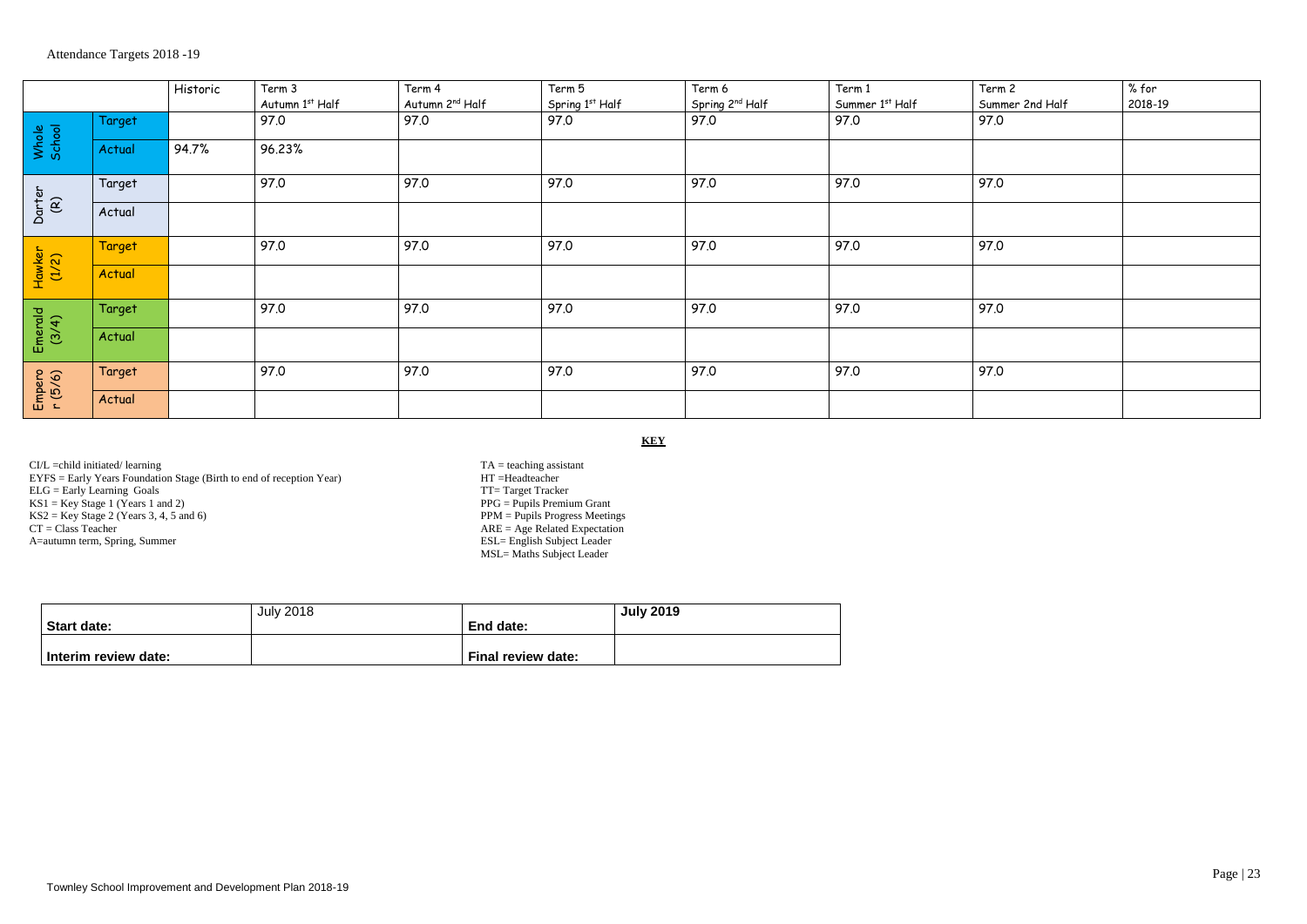Attendance Targets 2018 -19

| | | Historic | Term 3 Autumn 1st Half | Term 4 Autumn 2nd Half | Term 5 Spring 1st Half | Term 6 Spring 2nd Half | Term 1 Summer 1st Half | Term 2 Summer 2nd Half | % for 2018-19 |
|---|---|---|---|---|---|---|---|---|---|
| Whole School | Target | | 97.0 | 97.0 | 97.0 | 97.0 | 97.0 | 97.0 | |
| | Actual | 94.7% | 96.23% | | | | | | |
| Darter (R) | Target | | 97.0 | 97.0 | 97.0 | 97.0 | 97.0 | 97.0 | |
| | Actual | | | | | | | | |
| Hawker (1/2) | Target | | 97.0 | 97.0 | 97.0 | 97.0 | 97.0 | 97.0 | |
| | Actual | | | | | | | | |
| Emerald (3/4) | Target | | 97.0 | 97.0 | 97.0 | 97.0 | 97.0 | 97.0 | |
| | Actual | | | | | | | | |
| Emperor (5/6) | Target | | 97.0 | 97.0 | 97.0 | 97.0 | 97.0 | 97.0 | |
| | Actual | | | | | | | | |

**KEY**

CI/L =child initiated/ learning
EYFS = Early Years Foundation Stage (Birth to end of reception Year)
ELG = Early Learning Goals
KS1 = Key Stage 1 (Years 1 and 2)
KS2 = Key Stage 2 (Years 3, 4, 5 and 6)
CT = Class Teacher
A=autumn term, Spring, Summer

TA = teaching assistant
HT =Headteacher
TT= Target Tracker
PPG = Pupils Premium Grant
PPM = Pupils Progress Meetings
ARE = Age Related Expectation
ESL= English Subject Leader
MSL= Maths Subject Leader

| | | | |
|---|---|---|---|
| **Start date:** | July 2018 | **End date:** | **July 2019** |
| **Interim review date:** | | **Final review date:** | |